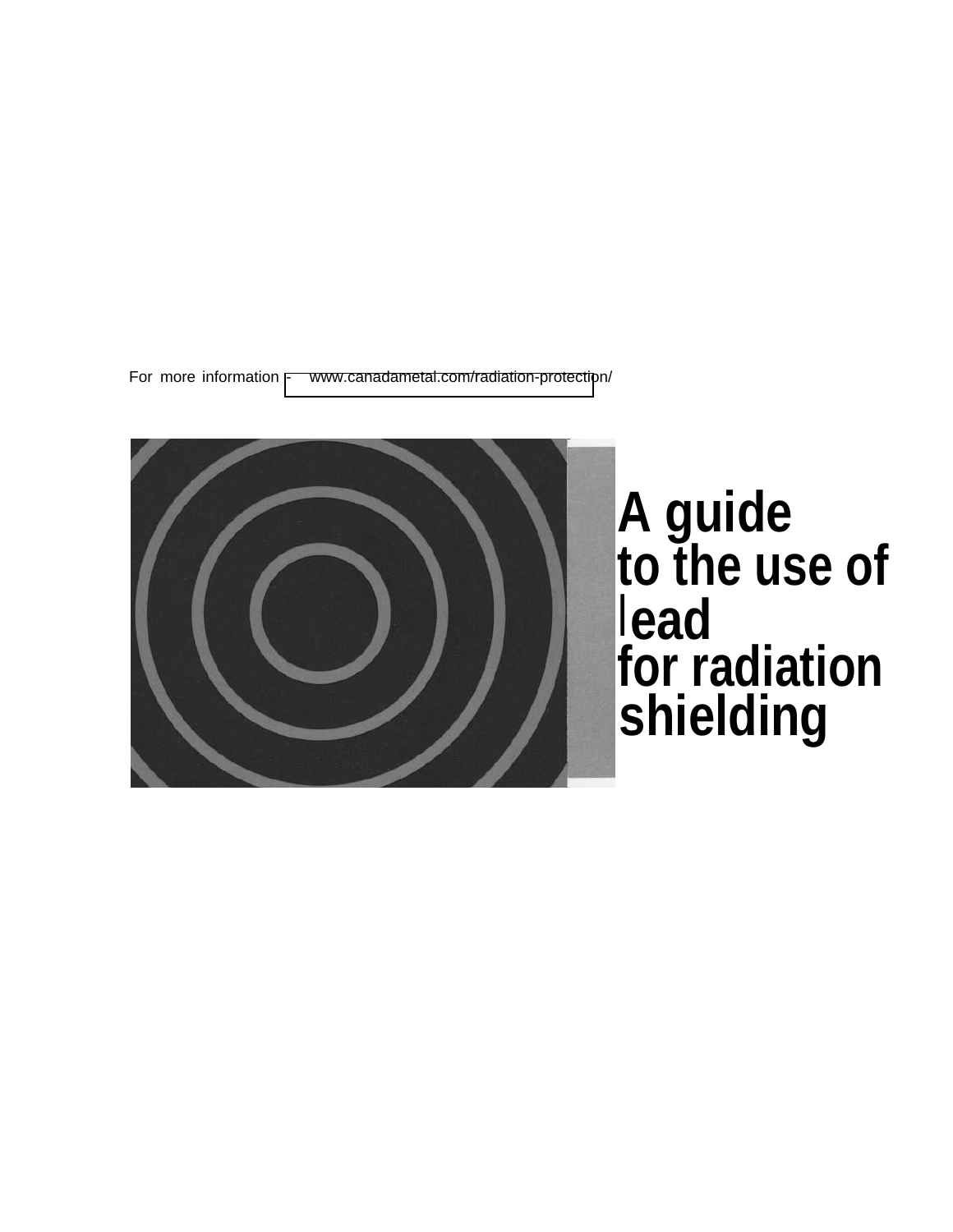For more information - www.canadametal.com/radiation-protection/

# A guide to the use of lead for radiation shielding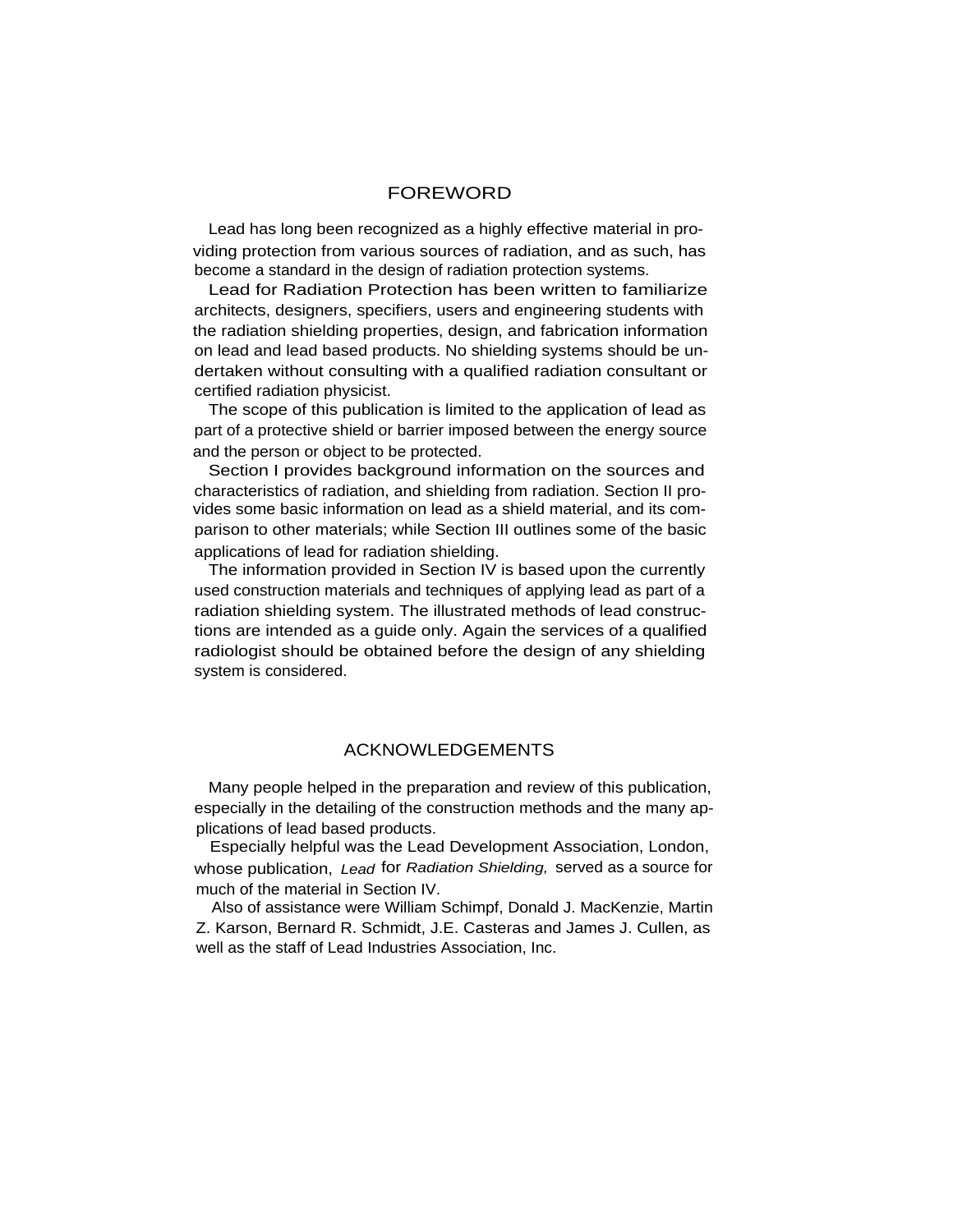## FOREWORD

Lead has long been recognized as a highly effective material in providing protection from various sources of radiation, and as such, has become a standard in the design of radiation protection systems.

Lead for Radiation Protection has been written to familiarize architects, designers, specifiers, users and engineering students with the radiation shielding properties, design, and fabrication information on lead and lead based products. No shielding systems should be undertaken without consulting with a qualified radiation consultant or certified radiation physicist.

The scope of this publication is limited to the application of lead as part of a protective shield or barrier imposed between the energy source and the person or object to be protected.

Section I provides background information on the sources and characteristics of radiation, and shielding from radiation. Section II provides some basic information on lead as a shield material, and its comparison to other materials; while Section III outlines some of the basic applications of lead for radiation shielding.

The information provided in Section IV is based upon the currently used construction materials and techniques of applying lead as part of a radiation shielding system. The illustrated methods of lead constructions are intended as a guide only. Again the services of a qualified radiologist should be obtained before the design of any shielding system is considered.

## ACKNOWLEDGEMENTS

Many people helped in the preparation and review of this publication, especially in the detailing of the construction methods and the many applications of lead based products.

Especially helpful was the Lead Development Association, London, whose publication, *Lead* for *Radiation Shielding,* served as a source for much of the material in Section IV.

Also of assistance were William Schimpf, Donald J. MacKenzie, Martin Z. Karson, Bernard R. Schmidt, J.E. Casteras and James J. Cullen, as well as the staff of Lead Industries Association, Inc.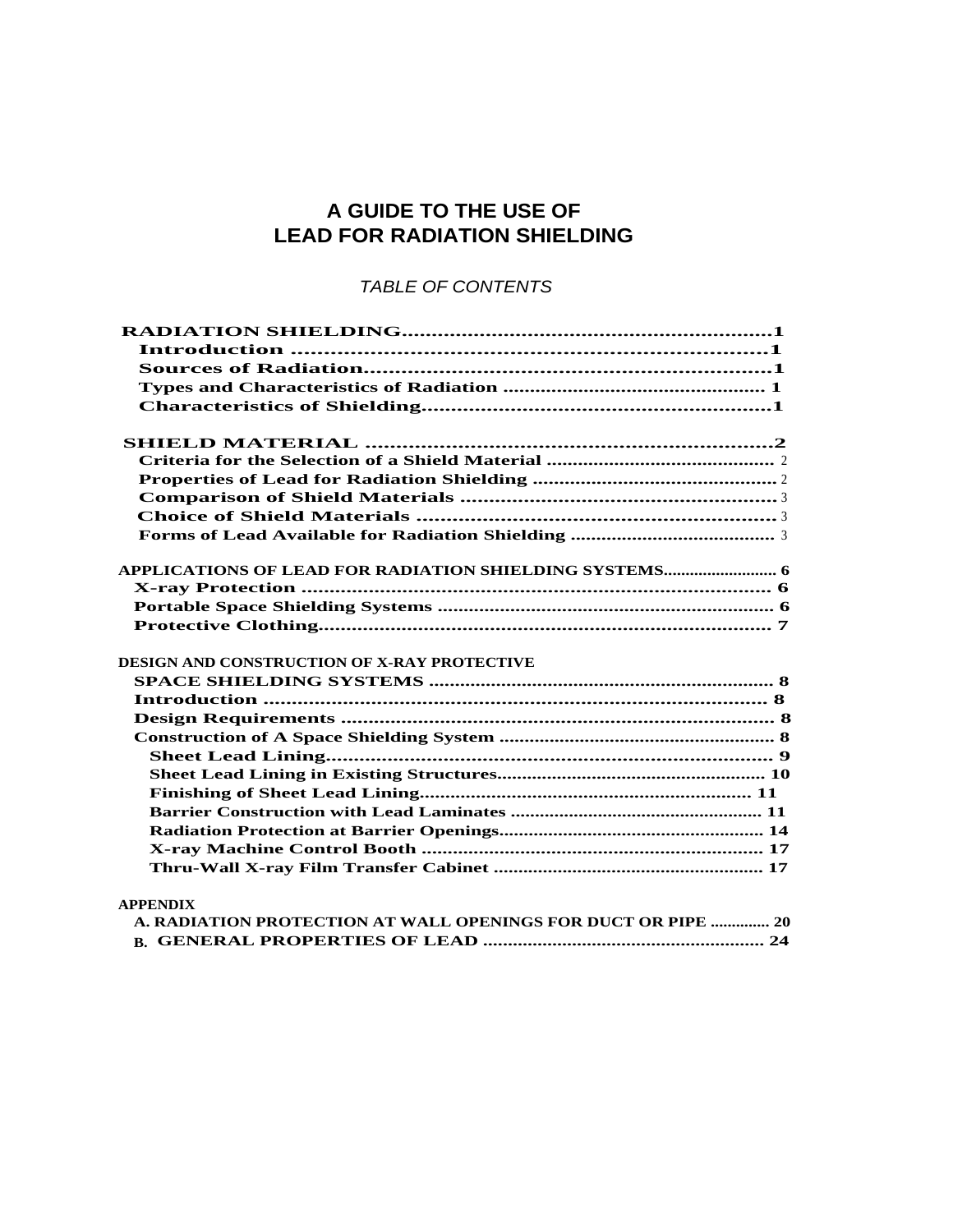# A GUIDE TO THE USE OF LEAD FOR RADIATION SHIELDING

*TABLE OF CONTENTS*

**RADIATION SHIELDING....................................................................1**
- **Introduction ....................................................................................1**
- **Sources of Radiation........................................................................1**
- **Types and Characteristics of Radiation ........................................ 1**
- **Characteristics of Shielding..............................................................1**

**SHIELD MATERIAL ...........................................................................2**
- **Criteria for the Selection of a Shield Material ................................ 2**
- **Properties of Lead for Radiation Shielding ..................................... 2**
- **Comparison of Shield Materials ........................................................ 3**
- **Choice of Shield Materials ............................................................... 3**
- **Forms of Lead Available for Radiation Shielding ............................ 3**

**APPLICATIONS OF LEAD FOR RADIATION SHIELDING SYSTEMS........................... 6**
- **X-ray Protection .......................................................................................... 6**
- **Portable Space Shielding Systems ............................................................. 6**
- **Protective Clothing....................................................................................... 7**

**DESIGN AND CONSTRUCTION OF X-RAY PROTECTIVE SPACE SHIELDING SYSTEMS ......................................................................... 8**
- **Introduction .................................................................................... 8**
- **Design Requirements ...................................................................... 8**
- **Construction of A Space Shielding System ........................................ 8**
  - **Sheet Lead Lining............................................................................ 9**
  - **Sheet Lead Lining in Existing Structures........................................... 10**
  - **Finishing of Sheet Lead Lining...................................................... 11**
  - **Barrier Construction with Lead Laminates ...................................... 11**
  - **Radiation Protection at Barrier Openings........................................ 14**
  - **X-ray Machine Control Booth ......................................................... 17**
  - **Thru-Wall X-ray Film Transfer Cabinet ........................................... 17**

**APPENDIX**
- **A. RADIATION PROTECTION AT WALL OPENINGS FOR DUCT OR PIPE .............. 20**
- **B. GENERAL PROPERTIES OF LEAD ............................................................ 24**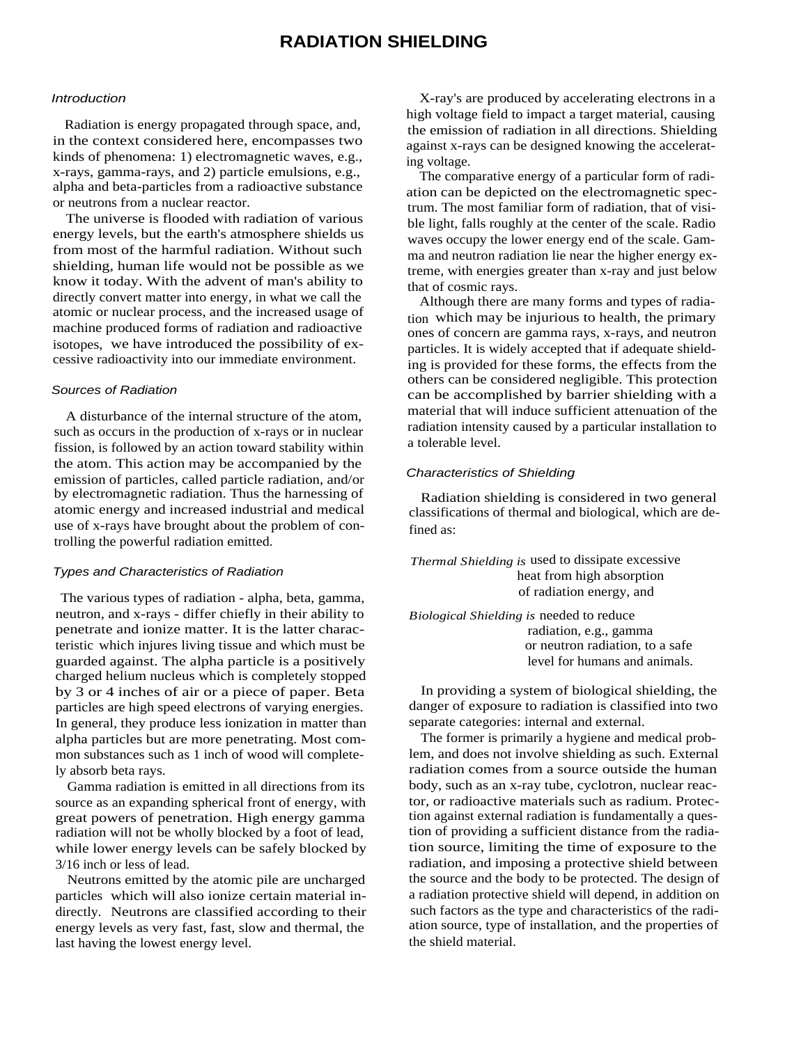# RADIATION SHIELDING

*Introduction*

Radiation is energy propagated through space, and, in the context considered here, encompasses two kinds of phenomena: 1) electromagnetic waves, e.g., x-rays, gamma-rays, and 2) particle emulsions, e.g., alpha and beta-particles from a radioactive substance or neutrons from a nuclear reactor.

The universe is flooded with radiation of various energy levels, but the earth's atmosphere shields us from most of the harmful radiation. Without such shielding, human life would not be possible as we know it today. With the advent of man's ability to directly convert matter into energy, in what we call the atomic or nuclear process, and the increased usage of machine produced forms of radiation and radioactive isotopes, we have introduced the possibility of excessive radioactivity into our immediate environment.

*Sources of Radiation*

A disturbance of the internal structure of the atom, such as occurs in the production of x-rays or in nuclear fission, is followed by an action toward stability within the atom. This action may be accompanied by the emission of particles, called particle radiation, and/or by electromagnetic radiation. Thus the harnessing of atomic energy and increased industrial and medical use of x-rays have brought about the problem of controlling the powerful radiation emitted.

*Types and Characteristics of Radiation*

The various types of radiation - alpha, beta, gamma, neutron, and x-rays - differ chiefly in their ability to penetrate and ionize matter. It is the latter characteristic which injures living tissue and which must be guarded against. The alpha particle is a positively charged helium nucleus which is completely stopped by 3 or 4 inches of air or a piece of paper. Beta particles are high speed electrons of varying energies. In general, they produce less ionization in matter than alpha particles but are more penetrating. Most common substances such as 1 inch of wood will completely absorb beta rays.

Gamma radiation is emitted in all directions from its source as an expanding spherical front of energy, with great powers of penetration. High energy gamma radiation will not be wholly blocked by a foot of lead, while lower energy levels can be safely blocked by 3/16 inch or less of lead.

Neutrons emitted by the atomic pile are uncharged particles which will also ionize certain material indirectly. Neutrons are classified according to their energy levels as very fast, fast, slow and thermal, the last having the lowest energy level.

X-ray's are produced by accelerating electrons in a high voltage field to impact a target material, causing the emission of radiation in all directions. Shielding against x-rays can be designed knowing the accelerating voltage.

The comparative energy of a particular form of radiation can be depicted on the electromagnetic spectrum. The most familiar form of radiation, that of visible light, falls roughly at the center of the scale. Radio waves occupy the lower energy end of the scale. Gamma and neutron radiation lie near the higher energy extreme, with energies greater than x-ray and just below that of cosmic rays.

Although there are many forms and types of radiation which may be injurious to health, the primary ones of concern are gamma rays, x-rays, and neutron particles. It is widely accepted that if adequate shielding is provided for these forms, the effects from the others can be considered negligible. This protection can be accomplished by barrier shielding with a material that will induce sufficient attenuation of the radiation intensity caused by a particular installation to a tolerable level.

*Characteristics of Shielding*

Radiation shielding is considered in two general classifications of thermal and biological, which are defined as:

*Thermal Shielding is* used to dissipate excessive heat from high absorption of radiation energy, and

*Biological Shielding is* needed to reduce radiation, e.g., gamma or neutron radiation, to a safe level for humans and animals.

In providing a system of biological shielding, the danger of exposure to radiation is classified into two separate categories: internal and external.

The former is primarily a hygiene and medical problem, and does not involve shielding as such. External radiation comes from a source outside the human body, such as an x-ray tube, cyclotron, nuclear reactor, or radioactive materials such as radium. Protection against external radiation is fundamentally a question of providing a sufficient distance from the radiation source, limiting the time of exposure to the radiation, and imposing a protective shield between the source and the body to be protected. The design of a radiation protective shield will depend, in addition on such factors as the type and characteristics of the radiation source, type of installation, and the properties of the shield material.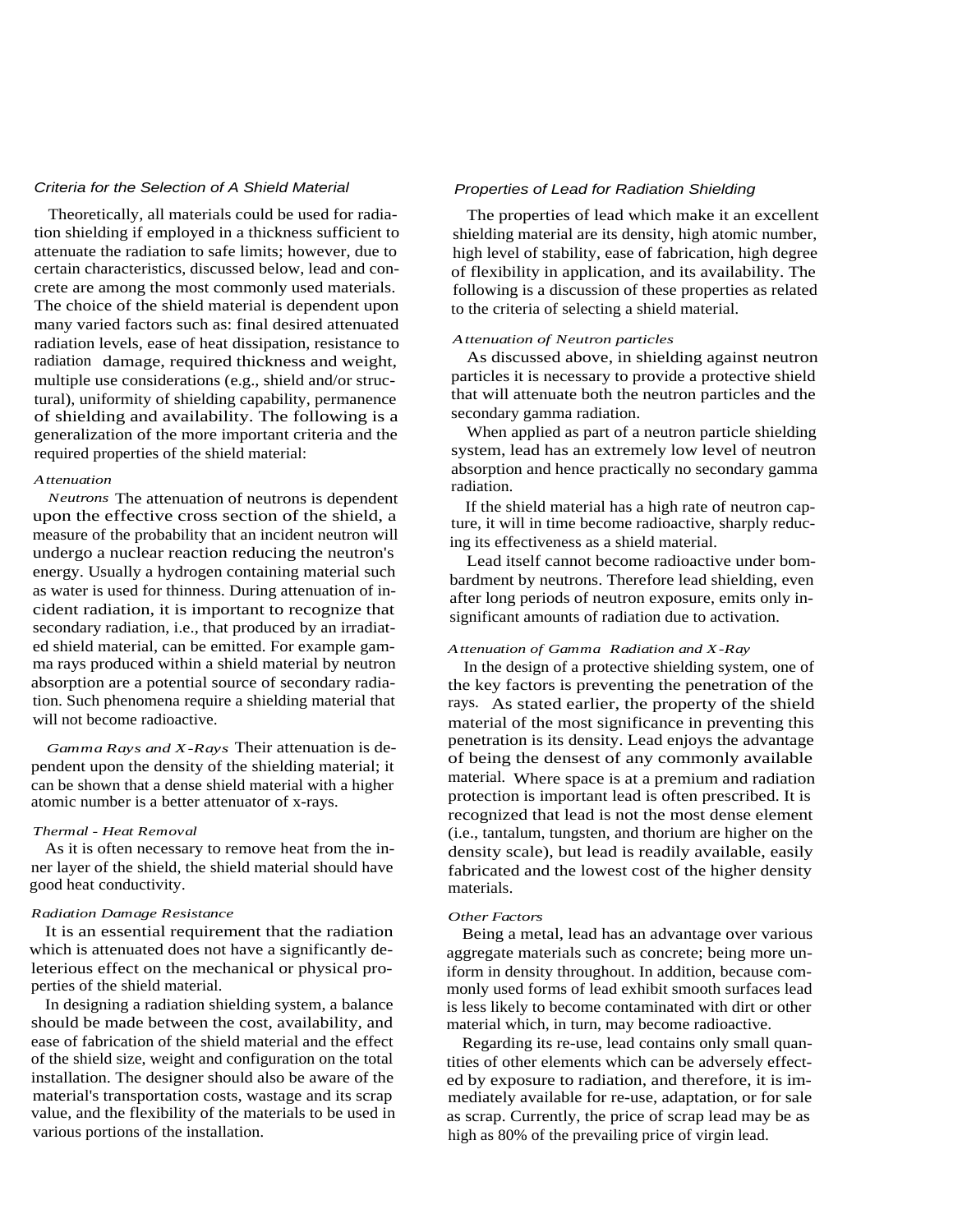## Criteria for the Selection of A Shield Material

Theoretically, all materials could be used for radiation shielding if employed in a thickness sufficient to attenuate the radiation to safe limits; however, due to certain characteristics, discussed below, lead and concrete are among the most commonly used materials. The choice of the shield material is dependent upon many varied factors such as: final desired attenuated radiation levels, ease of heat dissipation, resistance to radiation damage, required thickness and weight, multiple use considerations (e.g., shield and/or structural), uniformity of shielding capability, permanence of shielding and availability. The following is a generalization of the more important criteria and the required properties of the shield material:

### Attenuation

*Neutrons* The attenuation of neutrons is dependent upon the effective cross section of the shield, a measure of the probability that an incident neutron will undergo a nuclear reaction reducing the neutron's energy. Usually a hydrogen containing material such as water is used for thinness. During attenuation of incident radiation, it is important to recognize that secondary radiation, i.e., that produced by an irradiated shield material, can be emitted. For example gamma rays produced within a shield material by neutron absorption are a potential source of secondary radiation. Such phenomena require a shielding material that will not become radioactive.

*Gamma Rays and X-Rays* Their attenuation is dependent upon the density of the shielding material; it can be shown that a dense shield material with a higher atomic number is a better attenuator of x-rays.

### Thermal - Heat Removal

As it is often necessary to remove heat from the inner layer of the shield, the shield material should have good heat conductivity.

### Radiation Damage Resistance

It is an essential requirement that the radiation which is attenuated does not have a significantly deleterious effect on the mechanical or physical properties of the shield material.

In designing a radiation shielding system, a balance should be made between the cost, availability, and ease of fabrication of the shield material and the effect of the shield size, weight and configuration on the total installation. The designer should also be aware of the material's transportation costs, wastage and its scrap value, and the flexibility of the materials to be used in various portions of the installation.

## Properties of Lead for Radiation Shielding

The properties of lead which make it an excellent shielding material are its density, high atomic number, high level of stability, ease of fabrication, high degree of flexibility in application, and its availability. The following is a discussion of these properties as related to the criteria of selecting a shield material.

### Attenuation of Neutron particles

As discussed above, in shielding against neutron particles it is necessary to provide a protective shield that will attenuate both the neutron particles and the secondary gamma radiation.

When applied as part of a neutron particle shielding system, lead has an extremely low level of neutron absorption and hence practically no secondary gamma radiation.

If the shield material has a high rate of neutron capture, it will in time become radioactive, sharply reducing its effectiveness as a shield material.

Lead itself cannot become radioactive under bombardment by neutrons. Therefore lead shielding, even after long periods of neutron exposure, emits only insignificant amounts of radiation due to activation.

### Attenuation of Gamma Radiation and X-Ray

In the design of a protective shielding system, one of the key factors is preventing the penetration of the rays. As stated earlier, the property of the shield material of the most significance in preventing this penetration is its density. Lead enjoys the advantage of being the densest of any commonly available material. Where space is at a premium and radiation protection is important lead is often prescribed. It is recognized that lead is not the most dense element (i.e., tantalum, tungsten, and thorium are higher on the density scale), but lead is readily available, easily fabricated and the lowest cost of the higher density materials.

### Other Factors

Being a metal, lead has an advantage over various aggregate materials such as concrete; being more uniform in density throughout. In addition, because commonly used forms of lead exhibit smooth surfaces lead is less likely to become contaminated with dirt or other material which, in turn, may become radioactive.

Regarding its re-use, lead contains only small quantities of other elements which can be adversely effected by exposure to radiation, and therefore, it is immediately available for re-use, adaptation, or for sale as scrap. Currently, the price of scrap lead may be as high as 80% of the prevailing price of virgin lead.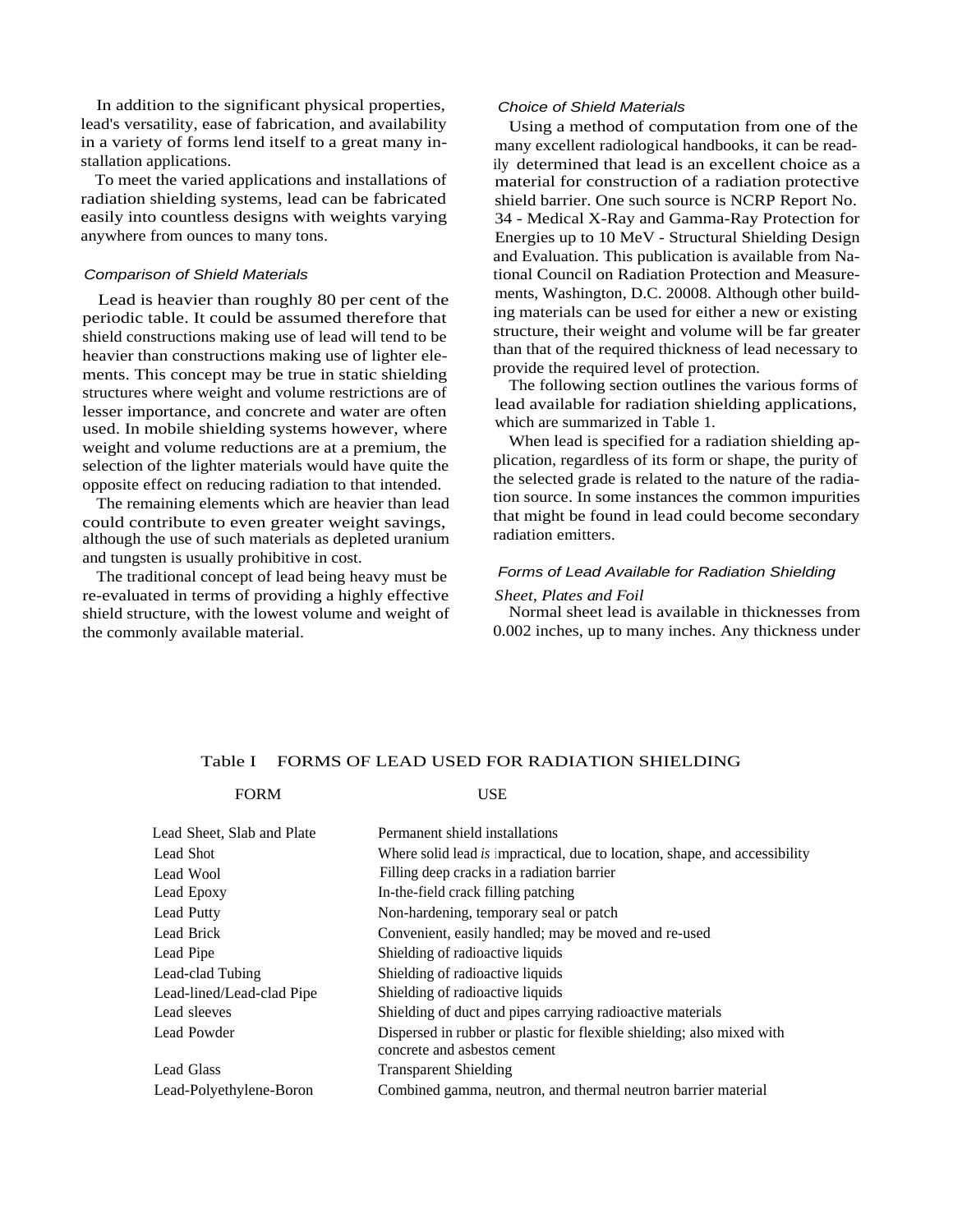In addition to the significant physical properties, lead's versatility, ease of fabrication, and availability in a variety of forms lend itself to a great many installation applications.

To meet the varied applications and installations of radiation shielding systems, lead can be fabricated easily into countless designs with weights varying anywhere from ounces to many tons.

### *Comparison of Shield Materials*

Lead is heavier than roughly 80 per cent of the periodic table. It could be assumed therefore that shield constructions making use of lead will tend to be heavier than constructions making use of lighter elements. This concept may be true in static shielding structures where weight and volume restrictions are of lesser importance, and concrete and water are often used. In mobile shielding systems however, where weight and volume reductions are at a premium, the selection of the lighter materials would have quite the opposite effect on reducing radiation to that intended.

The remaining elements which are heavier than lead could contribute to even greater weight savings, although the use of such materials as depleted uranium and tungsten is usually prohibitive in cost.

The traditional concept of lead being heavy must be re-evaluated in terms of providing a highly effective shield structure, with the lowest volume and weight of the commonly available material.

### *Choice of Shield Materials*

Using a method of computation from one of the many excellent radiological handbooks, it can be readily determined that lead is an excellent choice as a material for construction of a radiation protective shield barrier. One such source is NCRP Report No. 34 - Medical X-Ray and Gamma-Ray Protection for Energies up to 10 MeV - Structural Shielding Design and Evaluation. This publication is available from National Council on Radiation Protection and Measurements, Washington, D.C. 20008. Although other building materials can be used for either a new or existing structure, their weight and volume will be far greater than that of the required thickness of lead necessary to provide the required level of protection.

The following section outlines the various forms of lead available for radiation shielding applications, which are summarized in Table 1.

When lead is specified for a radiation shielding application, regardless of its form or shape, the purity of the selected grade is related to the nature of the radiation source. In some instances the common impurities that might be found in lead could become secondary radiation emitters.

### *Forms of Lead Available for Radiation Shielding*

*Sheet, Plates and Foil*

Normal sheet lead is available in thicknesses from 0.002 inches, up to many inches. Any thickness under

Table I FORMS OF LEAD USED FOR RADIATION SHIELDING

| FORM | USE |
|---|---|
| Lead Sheet, Slab and Plate | Permanent shield installations |
| Lead Shot | Where solid lead *is* impractical, due to location, shape, and accessibility |
| Lead Wool | Filling deep cracks in a radiation barrier |
| Lead Epoxy | In-the-field crack filling patching |
| Lead Putty | Non-hardening, temporary seal or patch |
| Lead Brick | Convenient, easily handled; may be moved and re-used |
| Lead Pipe | Shielding of radioactive liquids |
| Lead-clad Tubing | Shielding of radioactive liquids |
| Lead-lined/Lead-clad Pipe | Shielding of radioactive liquids |
| Lead sleeves | Shielding of duct and pipes carrying radioactive materials |
| Lead Powder | Dispersed in rubber or plastic for flexible shielding; also mixed with concrete and asbestos cement |
| Lead Glass | Transparent Shielding |
| Lead-Polyethylene-Boron | Combined gamma, neutron, and thermal neutron barrier material |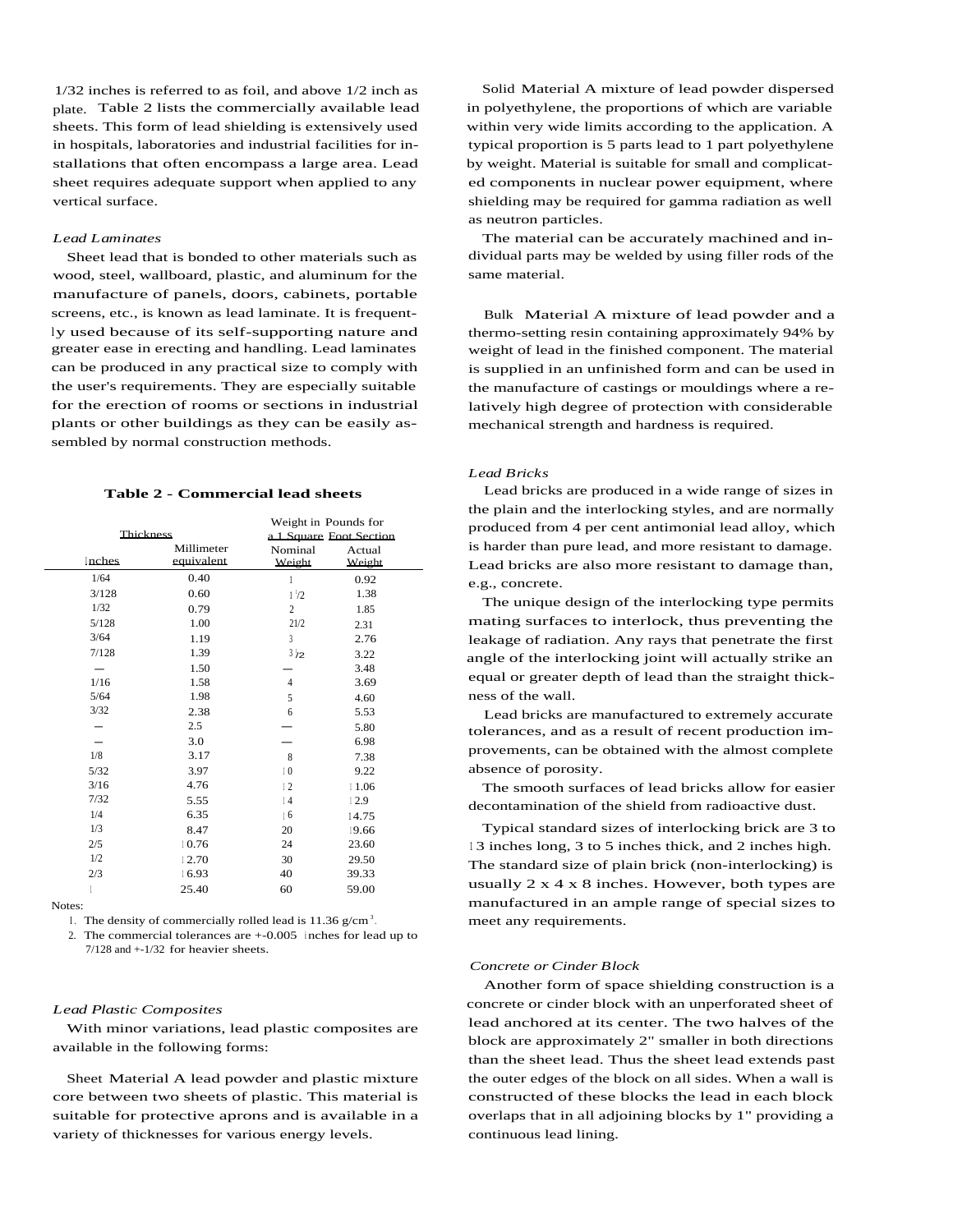1/32 inches is referred to as foil, and above 1/2 inch as plate. Table 2 lists the commercially available lead sheets. This form of lead shielding is extensively used in hospitals, laboratories and industrial facilities for installations that often encompass a large area. Lead sheet requires adequate support when applied to any vertical surface.

### *Lead Laminates*

Sheet lead that is bonded to other materials such as wood, steel, wallboard, plastic, and aluminum for the manufacture of panels, doors, cabinets, portable screens, etc., is known as lead laminate. It is frequently used because of its self-supporting nature and greater ease in erecting and handling. Lead laminates can be produced in any practical size to comply with the user's requirements. They are especially suitable for the erection of rooms or sections in industrial plants or other buildings as they can be easily assembled by normal construction methods.

**Table 2 - Commercial lead sheets**

| Thickness | | Weight in Pounds for a 1 Square Foot Section | |
|---|---|---|---|
| Inches | Millimeter equivalent | Nominal Weight | Actual Weight |
| 1/64 | 0.40 | 1 | 0.92 |
| 3/128 | 0.60 | 1 1/2 | 1.38 |
| 1/32 | 0.79 | 2 | 1.85 |
| 5/128 | 1.00 | 2 1/2 | 2.31 |
| 3/64 | 1.19 | 3 | 2.76 |
| 7/128 | 1.39 | 3 1/2 | 3.22 |
| — | 1.50 | — | 3.48 |
| 1/16 | 1.58 | 4 | 3.69 |
| 5/64 | 1.98 | 5 | 4.60 |
| 3/32 | 2.38 | 6 | 5.53 |
| — | 2.5 | — | 5.80 |
| — | 3.0 | — | 6.98 |
| 1/8 | 3.17 | 8 | 7.38 |
| 5/32 | 3.97 | 10 | 9.22 |
| 3/16 | 4.76 | 12 | 11.06 |
| 7/32 | 5.55 | 14 | 12.9 |
| 1/4 | 6.35 | 16 | 14.75 |
| 1/3 | 8.47 | 20 | 19.66 |
| 2/5 | 10.76 | 24 | 23.60 |
| 1/2 | 12.70 | 30 | 29.50 |
| 2/3 | 16.93 | 40 | 39.33 |
| 1 | 25.40 | 60 | 59.00 |

Notes:

1. The density of commercially rolled lead is 11.36 g/cm$^3$.
2. The commercial tolerances are +-0.005 inches for lead up to 7/128 and +-1/32 for heavier sheets.

### *Lead Plastic Composites*

With minor variations, lead plastic composites are available in the following forms:

Sheet Material A lead powder and plastic mixture core between two sheets of plastic. This material is suitable for protective aprons and is available in a variety of thicknesses for various energy levels.

Solid Material A mixture of lead powder dispersed in polyethylene, the proportions of which are variable within very wide limits according to the application. A typical proportion is 5 parts lead to 1 part polyethylene by weight. Material is suitable for small and complicated components in nuclear power equipment, where shielding may be required for gamma radiation as well as neutron particles.

The material can be accurately machined and individual parts may be welded by using filler rods of the same material.

Bulk Material A mixture of lead powder and a thermo-setting resin containing approximately 94% by weight of lead in the finished component. The material is supplied in an unfinished form and can be used in the manufacture of castings or mouldings where a relatively high degree of protection with considerable mechanical strength and hardness is required.

### *Lead Bricks*

Lead bricks are produced in a wide range of sizes in the plain and the interlocking styles, and are normally produced from 4 per cent antimonial lead alloy, which is harder than pure lead, and more resistant to damage. Lead bricks are also more resistant to damage than, e.g., concrete.

The unique design of the interlocking type permits mating surfaces to interlock, thus preventing the leakage of radiation. Any rays that penetrate the first angle of the interlocking joint will actually strike an equal or greater depth of lead than the straight thickness of the wall.

Lead bricks are manufactured to extremely accurate tolerances, and as a result of recent production improvements, can be obtained with the almost complete absence of porosity.

The smooth surfaces of lead bricks allow for easier decontamination of the shield from radioactive dust.

Typical standard sizes of interlocking brick are 3 to 13 inches long, 3 to 5 inches thick, and 2 inches high. The standard size of plain brick (non-interlocking) is usually 2 x 4 x 8 inches. However, both types are manufactured in an ample range of special sizes to meet any requirements.

### *Concrete or Cinder Block*

Another form of space shielding construction is a concrete or cinder block with an unperforated sheet of lead anchored at its center. The two halves of the block are approximately 2" smaller in both directions than the sheet lead. Thus the sheet lead extends past the outer edges of the block on all sides. When a wall is constructed of these blocks the lead in each block overlaps that in all adjoining blocks by 1" providing a continuous lead lining.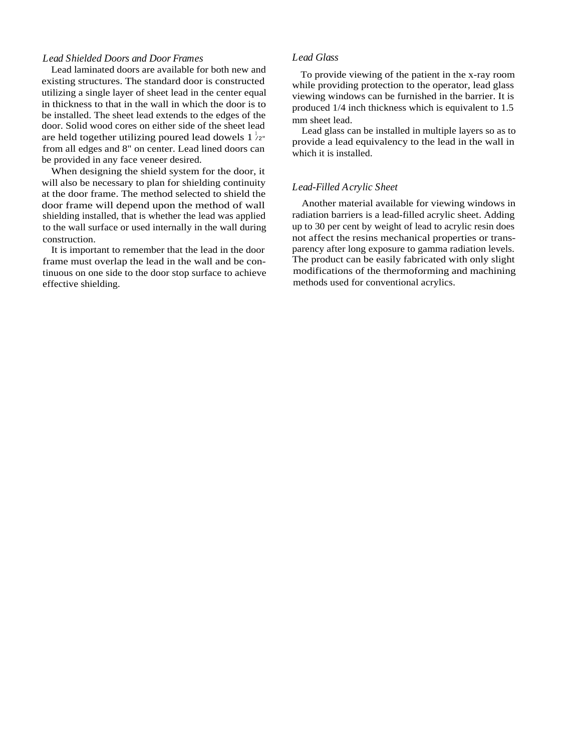### *Lead Shielded Doors and Door Frames*

Lead laminated doors are available for both new and existing structures. The standard door is constructed utilizing a single layer of sheet lead in the center equal in thickness to that in the wall in which the door is to be installed. The sheet lead extends to the edges of the door. Solid wood cores on either side of the sheet lead are held together utilizing poured lead dowels 1 1/2" from all edges and 8" on center. Lead lined doors can be provided in any face veneer desired.

When designing the shield system for the door, it will also be necessary to plan for shielding continuity at the door frame. The method selected to shield the door frame will depend upon the method of wall shielding installed, that is whether the lead was applied to the wall surface or used internally in the wall during construction.

It is important to remember that the lead in the door frame must overlap the lead in the wall and be continuous on one side to the door stop surface to achieve effective shielding.

### *Lead Glass*

To provide viewing of the patient in the x-ray room while providing protection to the operator, lead glass viewing windows can be furnished in the barrier. It is produced 1/4 inch thickness which is equivalent to 1.5 mm sheet lead.

Lead glass can be installed in multiple layers so as to provide a lead equivalency to the lead in the wall in which it is installed.

### *Lead-Filled Acrylic Sheet*

Another material available for viewing windows in radiation barriers is a lead-filled acrylic sheet. Adding up to 30 per cent by weight of lead to acrylic resin does not affect the resins mechanical properties or transparency after long exposure to gamma radiation levels. The product can be easily fabricated with only slight modifications of the thermoforming and machining methods used for conventional acrylics.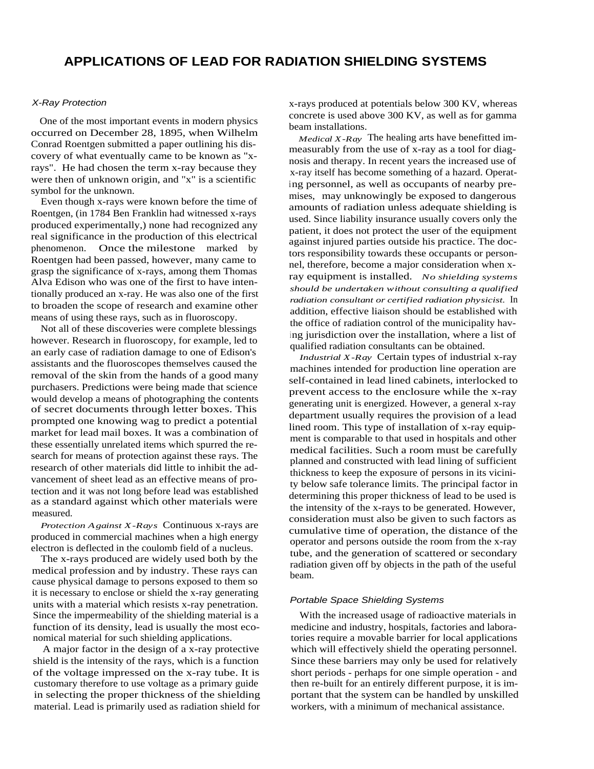# APPLICATIONS OF LEAD FOR RADIATION SHIELDING SYSTEMS

### *X-Ray Protection*

One of the most important events in modern physics occurred on December 28, 1895, when Wilhelm Conrad Roentgen submitted a paper outlining his discovery of what eventually came to be known as "x-rays". He had chosen the term x-ray because they were then of unknown origin, and "x" is a scientific symbol for the unknown.

Even though x-rays were known before the time of Roentgen, (in 1784 Ben Franklin had witnessed x-rays produced experimentally,) none had recognized any real significance in the production of this electrical phenomenon. Once the milestone marked by Roentgen had been passed, however, many came to grasp the significance of x-rays, among them Thomas Alva Edison who was one of the first to have intentionally produced an x-ray. He was also one of the first to broaden the scope of research and examine other means of using these rays, such as in fluoroscopy.

Not all of these discoveries were complete blessings however. Research in fluoroscopy, for example, led to an early case of radiation damage to one of Edison's assistants and the fluoroscopes themselves caused the removal of the skin from the hands of a good many purchasers. Predictions were being made that science would develop a means of photographing the contents of secret documents through letter boxes. This prompted one knowing wag to predict a potential market for lead mail boxes. It was a combination of these essentially unrelated items which spurred the research for means of protection against these rays. The research of other materials did little to inhibit the advancement of sheet lead as an effective means of protection and it was not long before lead was established as a standard against which other materials were measured.

*Protection Against X-Rays* Continuous x-rays are produced in commercial machines when a high energy electron is deflected in the coulomb field of a nucleus.

The x-rays produced are widely used both by the medical profession and by industry. These rays can cause physical damage to persons exposed to them so it is necessary to enclose or shield the x-ray generating units with a material which resists x-ray penetration. Since the impermeability of the shielding material is a function of its density, lead is usually the most economical material for such shielding applications.

A major factor in the design of a x-ray protective shield is the intensity of the rays, which is a function of the voltage impressed on the x-ray tube. It is customary therefore to use voltage as a primary guide in selecting the proper thickness of the shielding material. Lead is primarily used as radiation shield for x-rays produced at potentials below 300 KV, whereas concrete is used above 300 KV, as well as for gamma beam installations.

*Medical X-Ray* The healing arts have benefitted immeasurably from the use of x-ray as a tool for diagnosis and therapy. In recent years the increased use of x-ray itself has become something of a hazard. Operating personnel, as well as occupants of nearby premises, may unknowingly be exposed to dangerous amounts of radiation unless adequate shielding is used. Since liability insurance usually covers only the patient, it does not protect the user of the equipment against injured parties outside his practice. The doctors responsibility towards these occupants or personnel, therefore, become a major consideration when x-ray equipment is installed. *No shielding systems should be undertaken without consulting a qualified radiation consultant or certified radiation physicist.* In addition, effective liaison should be established with the office of radiation control of the municipality having jurisdiction over the installation, where a list of qualified radiation consultants can be obtained.

*Industrial X-Ray* Certain types of industrial x-ray machines intended for production line operation are self-contained in lead lined cabinets, interlocked to prevent access to the enclosure while the x-ray generating unit is energized. However, a general x-ray department usually requires the provision of a lead lined room. This type of installation of x-ray equipment is comparable to that used in hospitals and other medical facilities. Such a room must be carefully planned and constructed with lead lining of sufficient thickness to keep the exposure of persons in its vicinity below safe tolerance limits. The principal factor in determining this proper thickness of lead to be used is the intensity of the x-rays to be generated. However, consideration must also be given to such factors as cumulative time of operation, the distance of the operator and persons outside the room from the x-ray tube, and the generation of scattered or secondary radiation given off by objects in the path of the useful beam.

### *Portable Space Shielding Systems*

With the increased usage of radioactive materials in medicine and industry, hospitals, factories and laboratories require a movable barrier for local applications which will effectively shield the operating personnel. Since these barriers may only be used for relatively short periods - perhaps for one simple operation - and then re-built for an entirely different purpose, it is important that the system can be handled by unskilled workers, with a minimum of mechanical assistance.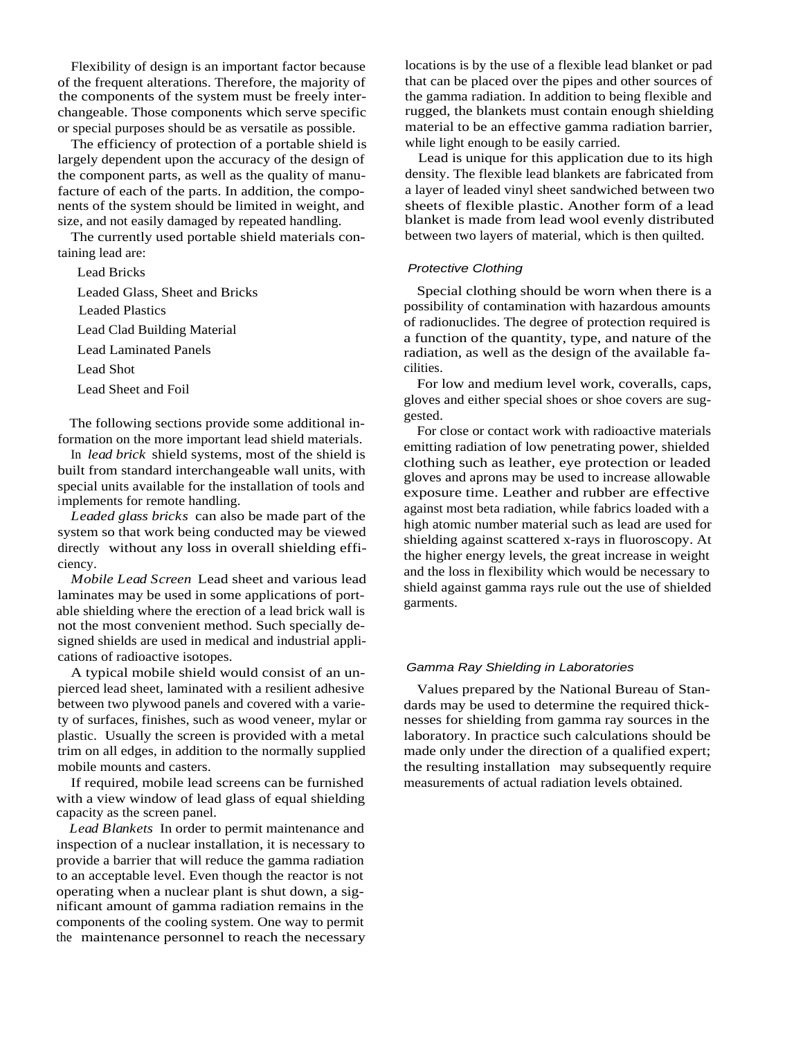Flexibility of design is an important factor because of the frequent alterations. Therefore, the majority of the components of the system must be freely interchangeable. Those components which serve specific or special purposes should be as versatile as possible.

The efficiency of protection of a portable shield is largely dependent upon the accuracy of the design of the component parts, as well as the quality of manufacture of each of the parts. In addition, the components of the system should be limited in weight, and size, and not easily damaged by repeated handling.

The currently used portable shield materials containing lead are:

- Lead Bricks
- Leaded Glass, Sheet and Bricks
- Leaded Plastics
- Lead Clad Building Material
- Lead Laminated Panels
- Lead Shot
- Lead Sheet and Foil

The following sections provide some additional information on the more important lead shield materials.

In *lead brick* shield systems, most of the shield is built from standard interchangeable wall units, with special units available for the installation of tools and implements for remote handling.

*Leaded glass bricks* can also be made part of the system so that work being conducted may be viewed directly without any loss in overall shielding efficiency.

*Mobile Lead Screen* Lead sheet and various lead laminates may be used in some applications of portable shielding where the erection of a lead brick wall is not the most convenient method. Such specially designed shields are used in medical and industrial applications of radioactive isotopes.

A typical mobile shield would consist of an unpierced lead sheet, laminated with a resilient adhesive between two plywood panels and covered with a variety of surfaces, finishes, such as wood veneer, mylar or plastic. Usually the screen is provided with a metal trim on all edges, in addition to the normally supplied mobile mounts and casters.

If required, mobile lead screens can be furnished with a view window of lead glass of equal shielding capacity as the screen panel.

*Lead Blankets* In order to permit maintenance and inspection of a nuclear installation, it is necessary to provide a barrier that will reduce the gamma radiation to an acceptable level. Even though the reactor is not operating when a nuclear plant is shut down, a significant amount of gamma radiation remains in the components of the cooling system. One way to permit the maintenance personnel to reach the necessary locations is by the use of a flexible lead blanket or pad that can be placed over the pipes and other sources of the gamma radiation. In addition to being flexible and rugged, the blankets must contain enough shielding material to be an effective gamma radiation barrier, while light enough to be easily carried.

Lead is unique for this application due to its high density. The flexible lead blankets are fabricated from a layer of leaded vinyl sheet sandwiched between two sheets of flexible plastic. Another form of a lead blanket is made from lead wool evenly distributed between two layers of material, which is then quilted.

### *Protective Clothing*

Special clothing should be worn when there is a possibility of contamination with hazardous amounts of radionuclides. The degree of protection required is a function of the quantity, type, and nature of the radiation, as well as the design of the available facilities.

For low and medium level work, coveralls, caps, gloves and either special shoes or shoe covers are suggested.

For close or contact work with radioactive materials emitting radiation of low penetrating power, shielded clothing such as leather, eye protection or leaded gloves and aprons may be used to increase allowable exposure time. Leather and rubber are effective against most beta radiation, while fabrics loaded with a high atomic number material such as lead are used for shielding against scattered x-rays in fluoroscopy. At the higher energy levels, the great increase in weight and the loss in flexibility which would be necessary to shield against gamma rays rule out the use of shielded garments.

### *Gamma Ray Shielding in Laboratories*

Values prepared by the National Bureau of Standards may be used to determine the required thicknesses for shielding from gamma ray sources in the laboratory. In practice such calculations should be made only under the direction of a qualified expert; the resulting installation may subsequently require measurements of actual radiation levels obtained.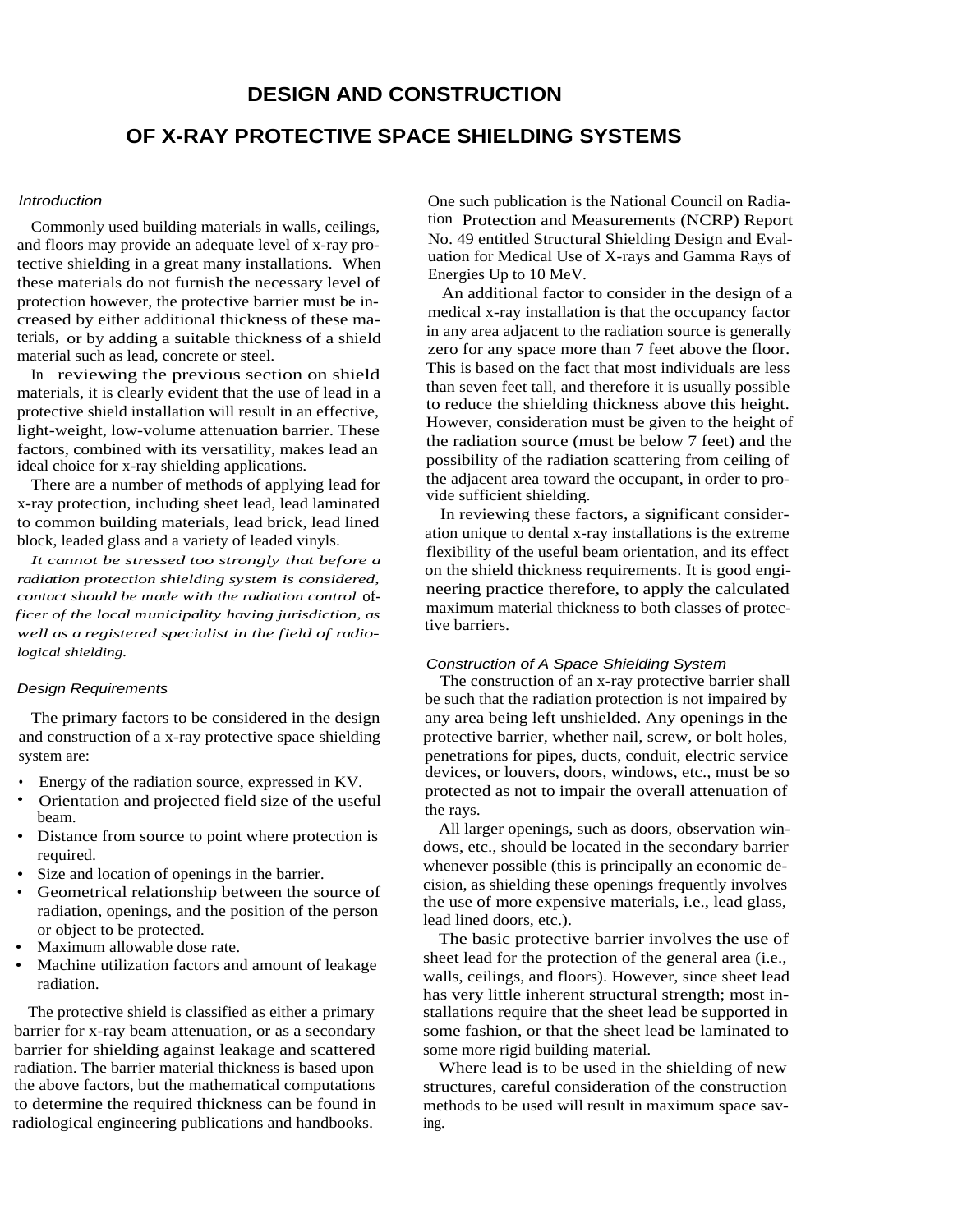# DESIGN AND CONSTRUCTION OF X-RAY PROTECTIVE SPACE SHIELDING SYSTEMS

## *Introduction*

Commonly used building materials in walls, ceilings, and floors may provide an adequate level of x-ray protective shielding in a great many installations. When these materials do not furnish the necessary level of protection however, the protective barrier must be increased by either additional thickness of these materials, or by adding a suitable thickness of a shield material such as lead, concrete or steel.

In reviewing the previous section on shield materials, it is clearly evident that the use of lead in a protective shield installation will result in an effective, light-weight, low-volume attenuation barrier. These factors, combined with its versatility, makes lead an ideal choice for x-ray shielding applications.

There are a number of methods of applying lead for x-ray protection, including sheet lead, lead laminated to common building materials, lead brick, lead lined block, leaded glass and a variety of leaded vinyls.

*It cannot be stressed too strongly that before a radiation protection shielding system is considered, contact should be made with the radiation control officer of the local municipality having jurisdiction, as well as a registered specialist in the field of radiological shielding.*

## *Design Requirements*

The primary factors to be considered in the design and construction of a x-ray protective space shielding system are:

- Energy of the radiation source, expressed in KV.
- Orientation and projected field size of the useful beam.
- Distance from source to point where protection is required.
- Size and location of openings in the barrier.
- Geometrical relationship between the source of radiation, openings, and the position of the person or object to be protected.
- Maximum allowable dose rate.
- Machine utilization factors and amount of leakage radiation.

The protective shield is classified as either a primary barrier for x-ray beam attenuation, or as a secondary barrier for shielding against leakage and scattered radiation. The barrier material thickness is based upon the above factors, but the mathematical computations to determine the required thickness can be found in radiological engineering publications and handbooks. One such publication is the National Council on Radiation Protection and Measurements (NCRP) Report No. 49 entitled Structural Shielding Design and Evaluation for Medical Use of X-rays and Gamma Rays of Energies Up to 10 MeV.

An additional factor to consider in the design of a medical x-ray installation is that the occupancy factor in any area adjacent to the radiation source is generally zero for any space more than 7 feet above the floor. This is based on the fact that most individuals are less than seven feet tall, and therefore it is usually possible to reduce the shielding thickness above this height. However, consideration must be given to the height of the radiation source (must be below 7 feet) and the possibility of the radiation scattering from ceiling of the adjacent area toward the occupant, in order to provide sufficient shielding.

In reviewing these factors, a significant consideration unique to dental x-ray installations is the extreme flexibility of the useful beam orientation, and its effect on the shield thickness requirements. It is good engineering practice therefore, to apply the calculated maximum material thickness to both classes of protective barriers.

## *Construction of A Space Shielding System*

The construction of an x-ray protective barrier shall be such that the radiation protection is not impaired by any area being left unshielded. Any openings in the protective barrier, whether nail, screw, or bolt holes, penetrations for pipes, ducts, conduit, electric service devices, or louvers, doors, windows, etc., must be so protected as not to impair the overall attenuation of the rays.

All larger openings, such as doors, observation windows, etc., should be located in the secondary barrier whenever possible (this is principally an economic decision, as shielding these openings frequently involves the use of more expensive materials, i.e., lead glass, lead lined doors, etc.).

The basic protective barrier involves the use of sheet lead for the protection of the general area (i.e., walls, ceilings, and floors). However, since sheet lead has very little inherent structural strength; most installations require that the sheet lead be supported in some fashion, or that the sheet lead be laminated to some more rigid building material.

Where lead is to be used in the shielding of new structures, careful consideration of the construction methods to be used will result in maximum space saving.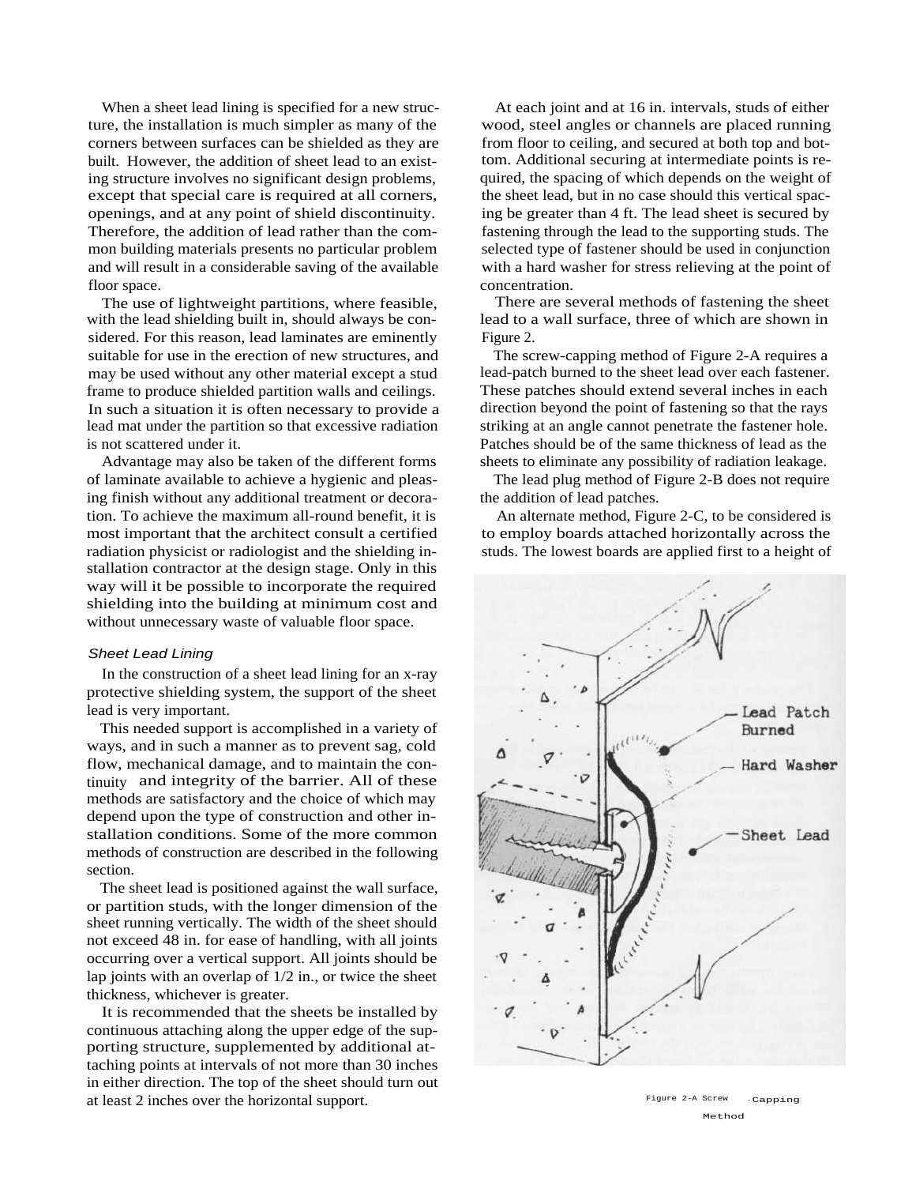When a sheet lead lining is specified for a new structure, the installation is much simpler as many of the corners between surfaces can be shielded as they are built. However, the addition of sheet lead to an existing structure involves no significant design problems, except that special care is required at all corners, openings, and at any point of shield discontinuity. Therefore, the addition of lead rather than the common building materials presents no particular problem and will result in a considerable saving of the available floor space.

The use of lightweight partitions, where feasible, with the lead shielding built in, should always be considered. For this reason, lead laminates are eminently suitable for use in the erection of new structures, and may be used without any other material except a stud frame to produce shielded partition walls and ceilings. In such a situation it is often necessary to provide a lead mat under the partition so that excessive radiation is not scattered under it.

Advantage may also be taken of the different forms of laminate available to achieve a hygienic and pleasing finish without any additional treatment or decoration. To achieve the maximum all-round benefit, it is most important that the architect consult a certified radiation physicist or radiologist and the shielding installation contractor at the design stage. Only in this way will it be possible to incorporate the required shielding into the building at minimum cost and without unnecessary waste of valuable floor space.

### *Sheet Lead Lining*

In the construction of a sheet lead lining for an x-ray protective shielding system, the support of the sheet lead is very important.

This needed support is accomplished in a variety of ways, and in such a manner as to prevent sag, cold flow, mechanical damage, and to maintain the continuity and integrity of the barrier. All of these methods are satisfactory and the choice of which may depend upon the type of construction and other installation conditions. Some of the more common methods of construction are described in the following section.

The sheet lead is positioned against the wall surface, or partition studs, with the longer dimension of the sheet running vertically. The width of the sheet should not exceed 48 in. for ease of handling, with all joints occurring over a vertical support. All joints should be lap joints with an overlap of 1/2 in., or twice the sheet thickness, whichever is greater.

It is recommended that the sheets be installed by continuous attaching along the upper edge of the supporting structure, supplemented by additional attaching points at intervals of not more than 30 inches in either direction. The top of the sheet should turn out at least 2 inches over the horizontal support.

At each joint and at 16 in. intervals, studs of either wood, steel angles or channels are placed running from floor to ceiling, and secured at both top and bottom. Additional securing at intermediate points is required, the spacing of which depends on the weight of the sheet lead, but in no case should this vertical spacing be greater than 4 ft. The lead sheet is secured by fastening through the lead to the supporting studs. The selected type of fastener should be used in conjunction with a hard washer for stress relieving at the point of concentration.

There are several methods of fastening the sheet lead to a wall surface, three of which are shown in Figure 2.

The screw-capping method of Figure 2-A requires a lead-patch burned to the sheet lead over each fastener. These patches should extend several inches in each direction beyond the point of fastening so that the rays striking at an angle cannot penetrate the fastener hole. Patches should be of the same thickness of lead as the sheets to eliminate any possibility of radiation leakage.

The lead plug method of Figure 2-B does not require the addition of lead patches.

An alternate method, Figure 2-C, to be considered is to employ boards attached horizontally across the studs. The lowest boards are applied first to a height of

Lead Patch Burned

Hard Washer

Sheet Lead

Figure 2-A Screw-Capping Method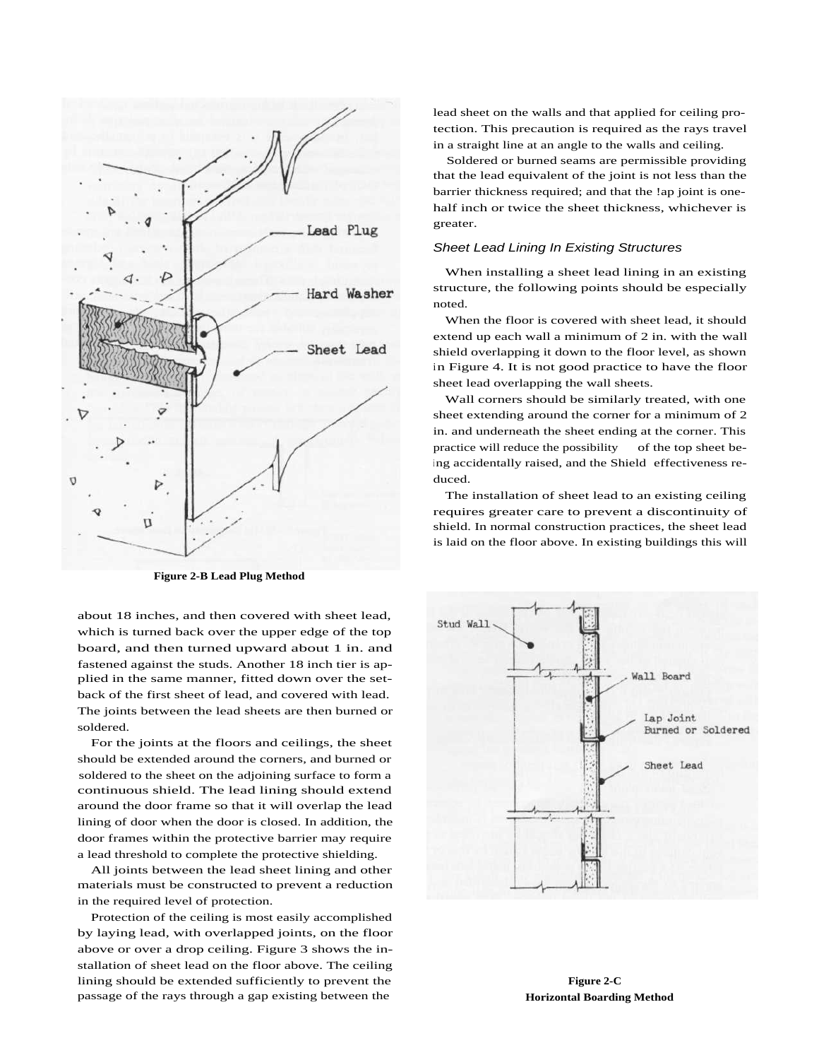Figure 2-B Lead Plug Method

about 18 inches, and then covered with sheet lead, which is turned back over the upper edge of the top board, and then turned upward about 1 in. and fastened against the studs. Another 18 inch tier is applied in the same manner, fitted down over the setback of the first sheet of lead, and covered with lead. The joints between the lead sheets are then burned or soldered.

For the joints at the floors and ceilings, the sheet should be extended around the corners, and burned or soldered to the sheet on the adjoining surface to form a continuous shield. The lead lining should extend around the door frame so that it will overlap the lead lining of door when the door is closed. In addition, the door frames within the protective barrier may require a lead threshold to complete the protective shielding.

All joints between the lead sheet lining and other materials must be constructed to prevent a reduction in the required level of protection.

Protection of the ceiling is most easily accomplished by laying lead, with overlapped joints, on the floor above or over a drop ceiling. Figure 3 shows the installation of sheet lead on the floor above. The ceiling lining should be extended sufficiently to prevent the passage of the rays through a gap existing between the lead sheet on the walls and that applied for ceiling protection. This precaution is required as the rays travel in a straight line at an angle to the walls and ceiling.

Soldered or burned seams are permissible providing that the lead equivalent of the joint is not less than the barrier thickness required; and that the !ap joint is one-half inch or twice the sheet thickness, whichever is greater.

### *Sheet Lead Lining In Existing Structures*

When installing a sheet lead lining in an existing structure, the following points should be especially noted.

When the floor is covered with sheet lead, it should extend up each wall a minimum of 2 in. with the wall shield overlapping it down to the floor level, as shown in Figure 4. It is not good practice to have the floor sheet lead overlapping the wall sheets.

Wall corners should be similarly treated, with one sheet extending around the corner for a minimum of 2 in. and underneath the sheet ending at the corner. This practice will reduce the possibility of the top sheet being accidentally raised, and the Shield effectiveness reduced.

The installation of sheet lead to an existing ceiling requires greater care to prevent a discontinuity of shield. In normal construction practices, the sheet lead is laid on the floor above. In existing buildings this will

Figure 2-C
Horizontal Boarding Method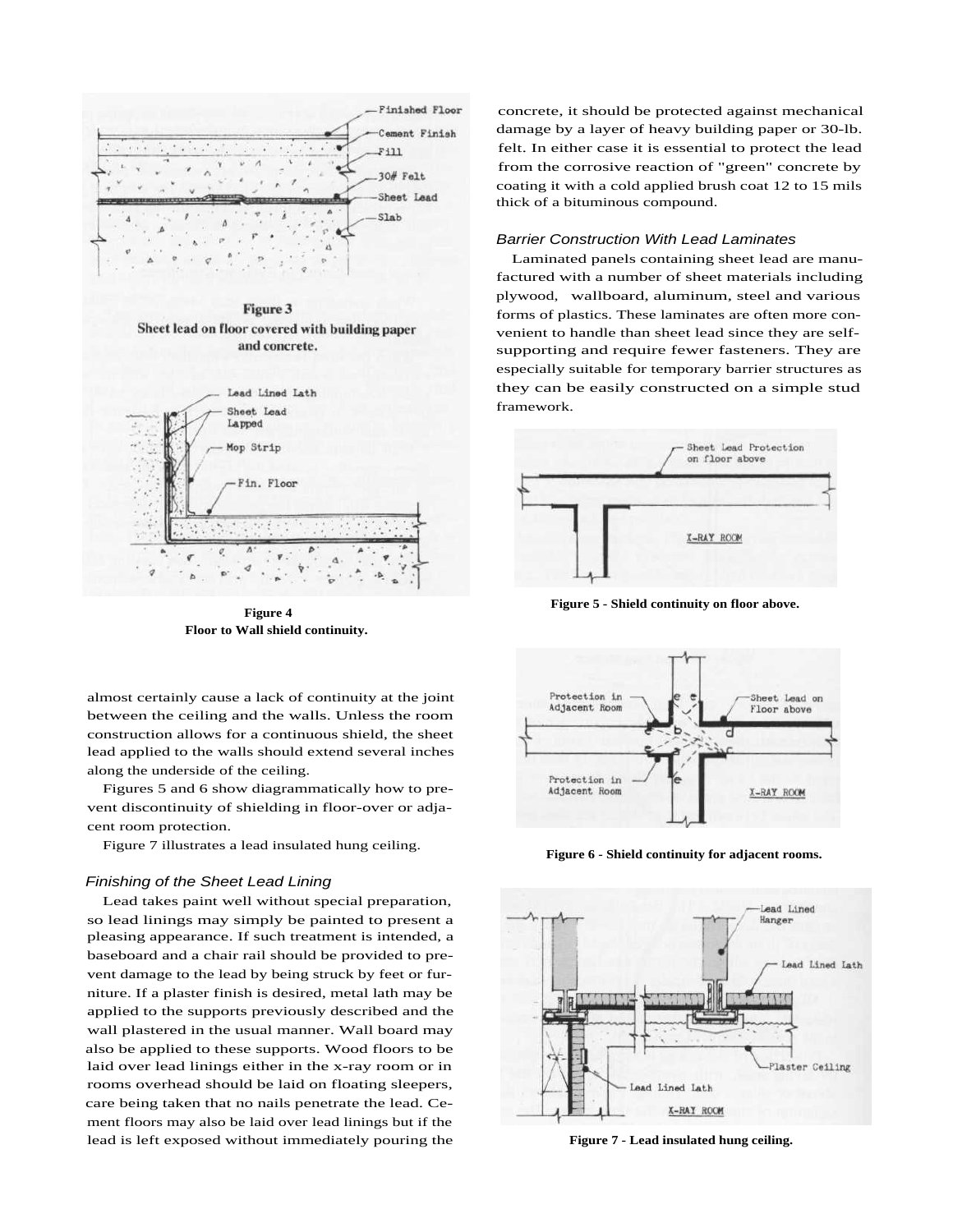Figure 3
Sheet lead on floor covered with building paper and concrete.

Figure 4
Floor to Wall shield continuity.

almost certainly cause a lack of continuity at the joint between the ceiling and the walls. Unless the room construction allows for a continuous shield, the sheet lead applied to the walls should extend several inches along the underside of the ceiling.

Figures 5 and 6 show diagrammatically how to prevent discontinuity of shielding in floor-over or adjacent room protection.

Figure 7 illustrates a lead insulated hung ceiling.

### *Finishing of the Sheet Lead Lining*

Lead takes paint well without special preparation, so lead linings may simply be painted to present a pleasing appearance. If such treatment is intended, a baseboard and a chair rail should be provided to prevent damage to the lead by being struck by feet or furniture. If a plaster finish is desired, metal lath may be applied to the supports previously described and the wall plastered in the usual manner. Wall board may also be applied to these supports. Wood floors to be laid over lead linings either in the x-ray room or in rooms overhead should be laid on floating sleepers, care being taken that no nails penetrate the lead. Cement floors may also be laid over lead linings but if the lead is left exposed without immediately pouring the concrete, it should be protected against mechanical damage by a layer of heavy building paper or 30-lb. felt. In either case it is essential to protect the lead from the corrosive reaction of "green" concrete by coating it with a cold applied brush coat 12 to 15 mils thick of a bituminous compound.

### *Barrier Construction With Lead Laminates*

Laminated panels containing sheet lead are manufactured with a number of sheet materials including plywood, wallboard, aluminum, steel and various forms of plastics. These laminates are often more convenient to handle than sheet lead since they are self-supporting and require fewer fasteners. They are especially suitable for temporary barrier structures as they can be easily constructed on a simple stud framework.

Figure 5 - Shield continuity on floor above.

Figure 6 - Shield continuity for adjacent rooms.

Figure 7 - Lead insulated hung ceiling.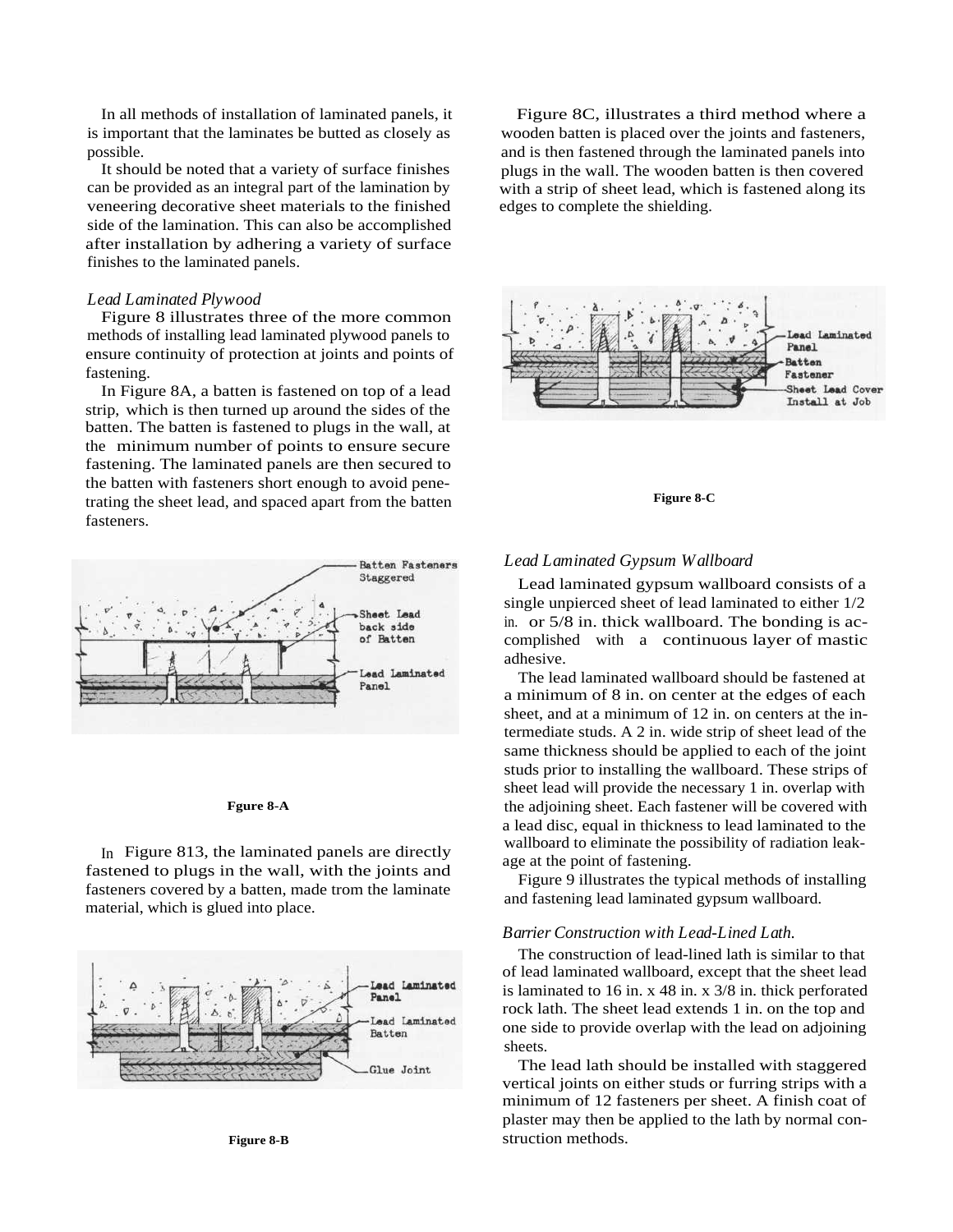In all methods of installation of laminated panels, it is important that the laminates be butted as closely as possible.

It should be noted that a variety of surface finishes can be provided as an integral part of the lamination by veneering decorative sheet materials to the finished side of the lamination. This can also be accomplished after installation by adhering a variety of surface finishes to the laminated panels.

*Lead Laminated Plywood*

Figure 8 illustrates three of the more common methods of installing lead laminated plywood panels to ensure continuity of protection at joints and points of fastening.

In Figure 8A, a batten is fastened on top of a lead strip, which is then turned up around the sides of the batten. The batten is fastened to plugs in the wall, at the minimum number of points to ensure secure fastening. The laminated panels are then secured to the batten with fasteners short enough to avoid penetrating the sheet lead, and spaced apart from the batten fasteners.

Batten Fasteners Staggered

Sheet Lead back side of Batten

Lead Laminated Panel

**Fgure 8-A**

In Figure 813, the laminated panels are directly fastened to plugs in the wall, with the joints and fasteners covered by a batten, made trom the laminate material, which is glued into place.

Lead Laminated Panel

Lead Laminated Batten

Glue Joint

**Figure 8-B**

Figure 8C, illustrates a third method where a wooden batten is placed over the joints and fasteners, and is then fastened through the laminated panels into plugs in the wall. The wooden batten is then covered with a strip of sheet lead, which is fastened along its edges to complete the shielding.

Lead Laminated Panel

Batten

Fastener

Sheet Lead Cover Install at Job

**Figure 8-C**

*Lead Laminated Gypsum Wallboard*

Lead laminated gypsum wallboard consists of a single unpierced sheet of lead laminated to either 1/2 in. or 5/8 in. thick wallboard. The bonding is accomplished with a continuous layer of mastic adhesive.

The lead laminated wallboard should be fastened at a minimum of 8 in. on center at the edges of each sheet, and at a minimum of 12 in. on centers at the intermediate studs. A 2 in. wide strip of sheet lead of the same thickness should be applied to each of the joint studs prior to installing the wallboard. These strips of sheet lead will provide the necessary 1 in. overlap with the adjoining sheet. Each fastener will be covered with a lead disc, equal in thickness to lead laminated to the wallboard to eliminate the possibility of radiation leakage at the point of fastening.

Figure 9 illustrates the typical methods of installing and fastening lead laminated gypsum wallboard.

*Barrier Construction with Lead-Lined Lath.*

The construction of lead-lined lath is similar to that of lead laminated wallboard, except that the sheet lead is laminated to 16 in. x 48 in. x 3/8 in. thick perforated rock lath. The sheet lead extends 1 in. on the top and one side to provide overlap with the lead on adjoining sheets.

The lead lath should be installed with staggered vertical joints on either studs or furring strips with a minimum of 12 fasteners per sheet. A finish coat of plaster may then be applied to the lath by normal construction methods.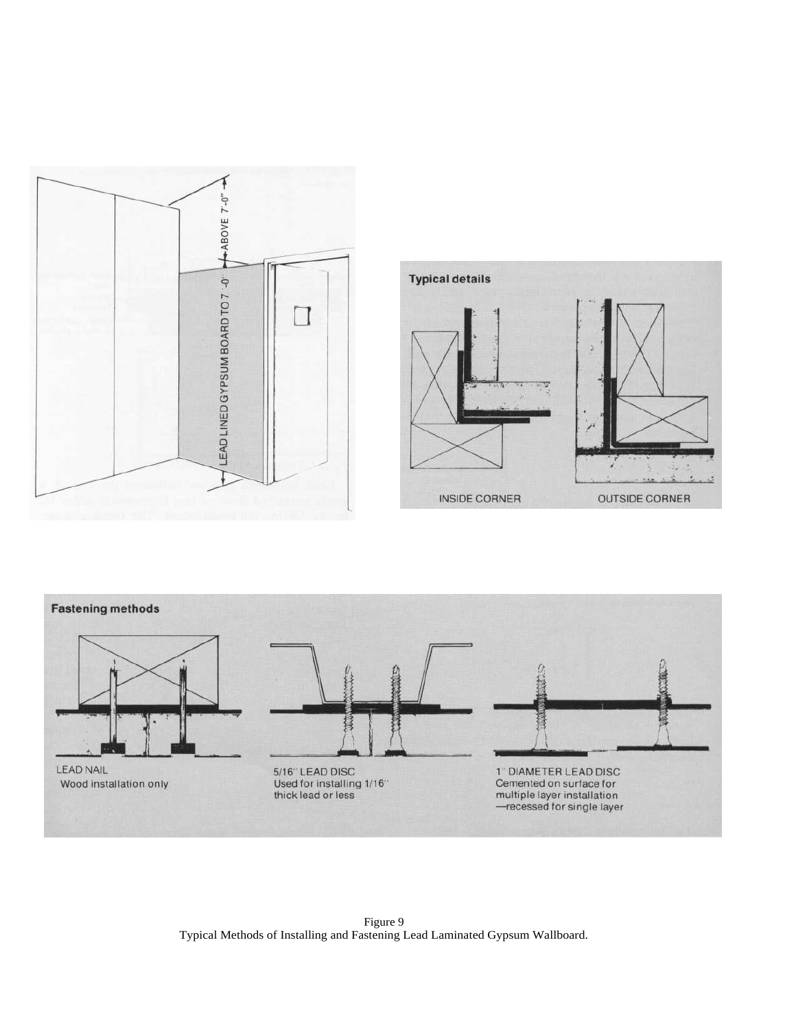LEAD LINED GYPSUM BOARD TO 7'-0"

ABOVE 7'-0"

**Typical details**

INSIDE CORNER

OUTSIDE CORNER

**Fastening methods**

LEAD NAIL
Wood installation only

5/16" LEAD DISC
Used for installing 1/16" thick lead or less

1" DIAMETER LEAD DISC
Cemented on surface for multiple layer installation —recessed for single layer

Figure 9
Typical Methods of Installing and Fastening Lead Laminated Gypsum Wallboard.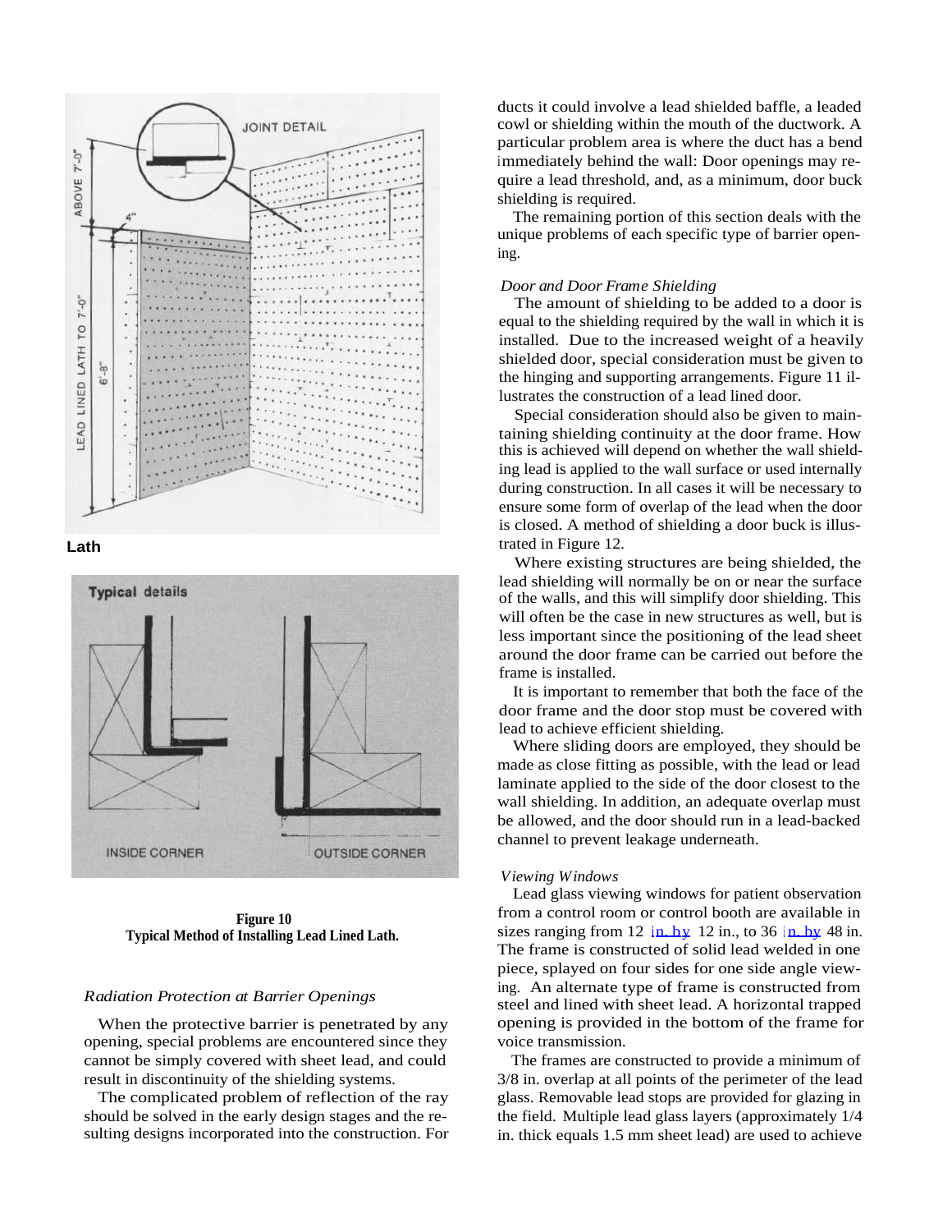Lath

Figure 10
Typical Method of Installing Lead Lined Lath.

*Radiation Protection at Barrier Openings*

When the protective barrier is penetrated by any opening, special problems are encountered since they cannot be simply covered with sheet lead, and could result in discontinuity of the shielding systems.

The complicated problem of reflection of the ray should be solved in the early design stages and the resulting designs incorporated into the construction. For ducts it could involve a lead shielded baffle, a leaded cowl or shielding within the mouth of the ductwork. A particular problem area is where the duct has a bend immediately behind the wall: Door openings may require a lead threshold, and, as a minimum, door buck shielding is required.

The remaining portion of this section deals with the unique problems of each specific type of barrier opening.

*Door and Door Frame Shielding*

The amount of shielding to be added to a door is equal to the shielding required by the wall in which it is installed. Due to the increased weight of a heavily shielded door, special consideration must be given to the hinging and supporting arrangements. Figure 11 illustrates the construction of a lead lined door.

Special consideration should also be given to maintaining shielding continuity at the door frame. How this is achieved will depend on whether the wall shielding lead is applied to the wall surface or used internally during construction. In all cases it will be necessary to ensure some form of overlap of the lead when the door is closed. A method of shielding a door buck is illustrated in Figure 12.

Where existing structures are being shielded, the lead shielding will normally be on or near the surface of the walls, and this will simplify door shielding. This will often be the case in new structures as well, but is less important since the positioning of the lead sheet around the door frame can be carried out before the frame is installed.

It is important to remember that both the face of the door frame and the door stop must be covered with lead to achieve efficient shielding.

Where sliding doors are employed, they should be made as close fitting as possible, with the lead or lead laminate applied to the side of the door closest to the wall shielding. In addition, an adequate overlap must be allowed, and the door should run in a lead-backed channel to prevent leakage underneath.

*Viewing Windows*

Lead glass viewing windows for patient observation from a control room or control booth are available in sizes ranging from 12 in. by 12 in., to 36 in. by 48 in. The frame is constructed of solid lead welded in one piece, splayed on four sides for one side angle viewing. An alternate type of frame is constructed from steel and lined with sheet lead. A horizontal trapped opening is provided in the bottom of the frame for voice transmission.

The frames are constructed to provide a minimum of 3/8 in. overlap at all points of the perimeter of the lead glass. Removable lead stops are provided for glazing in the field. Multiple lead glass layers (approximately 1/4 in. thick equals 1.5 mm sheet lead) are used to achieve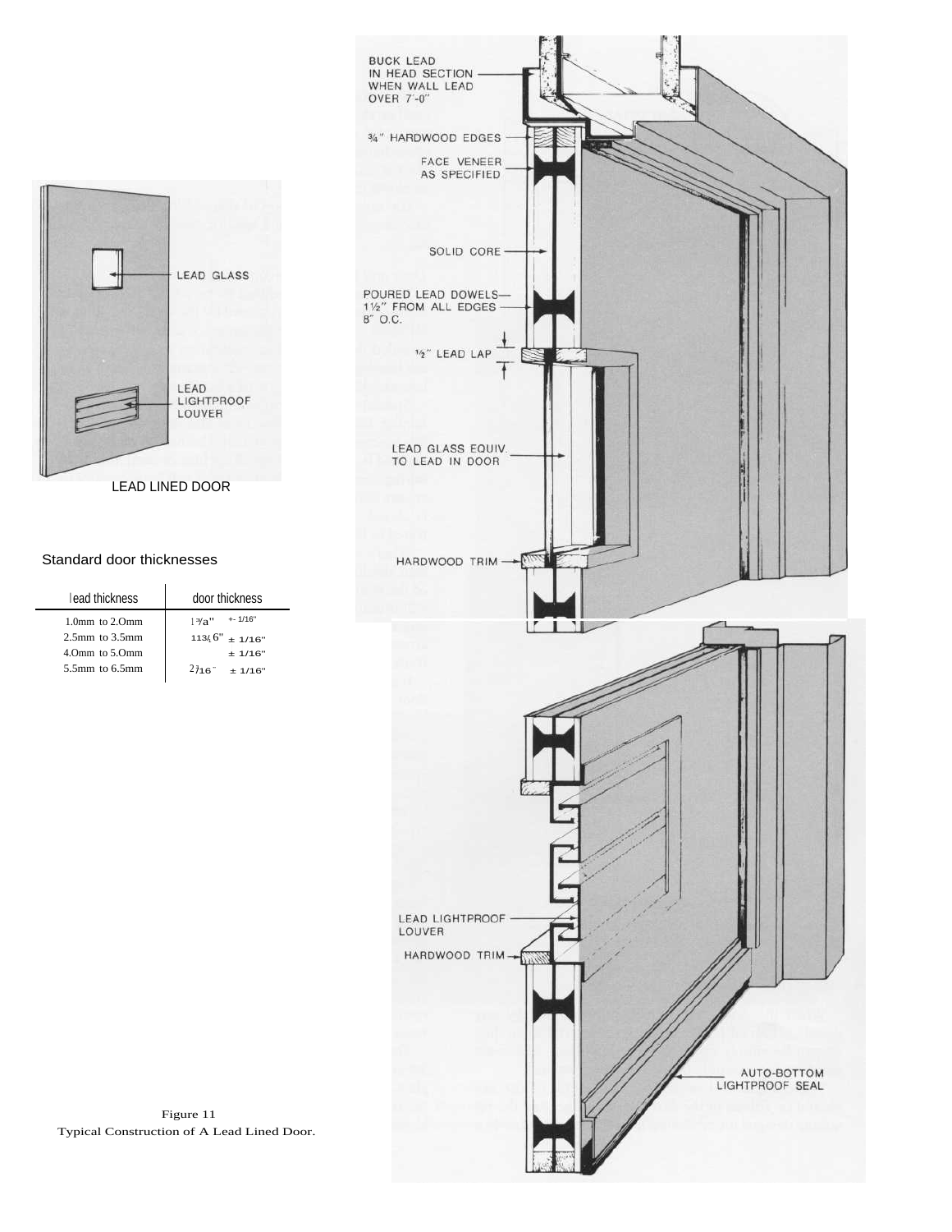LEAD GLASS

LEAD LIGHTPROOF LOUVER

LEAD LINED DOOR

Standard door thicknesses

| lead thickness | door thickness |
|---|---|
| 1.0mm to 2.0mm | 1¾" ± 1/16" |
| 2.5mm to 3.5mm | 1 13/16" ± 1/16" |
| 4.0mm to 5.0mm | ± 1/16" |
| 5.5mm to 6.5mm | 2 ?/16" ± 1/16" |

BUCK LEAD IN HEAD SECTION WHEN WALL LEAD OVER 7'-0"

¾" HARDWOOD EDGES

FACE VENEER AS SPECIFIED

SOLID CORE

POURED LEAD DOWELS— 1½" FROM ALL EDGES 8" O.C.

½" LEAD LAP

LEAD GLASS EQUIV. TO LEAD IN DOOR

HARDWOOD TRIM

LEAD LIGHTPROOF LOUVER

HARDWOOD TRIM

AUTO-BOTTOM LIGHTPROOF SEAL

Figure 11
Typical Construction of A Lead Lined Door.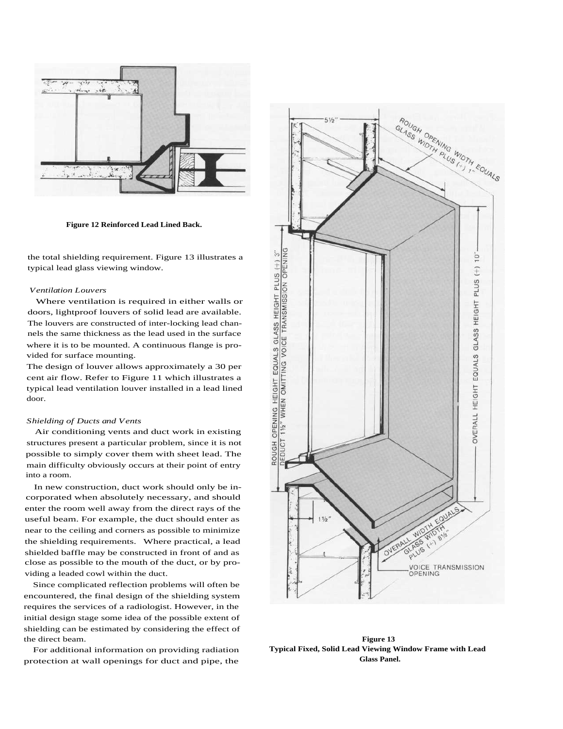**Figure 12 Reinforced Lead Lined Back.**

the total shielding requirement. Figure 13 illustrates a typical lead glass viewing window.

*Ventilation Louvers*

Where ventilation is required in either walls or doors, lightproof louvers of solid lead are available. The louvers are constructed of inter-locking lead channels the same thickness as the lead used in the surface where it is to be mounted. A continuous flange is provided for surface mounting.

The design of louver allows approximately a 30 per cent air flow. Refer to Figure 11 which illustrates a typical lead ventilation louver installed in a lead lined door.

*Shielding of Ducts and Vents*

Air conditioning vents and duct work in existing structures present a particular problem, since it is not possible to simply cover them with sheet lead. The main difficulty obviously occurs at their point of entry into a room.

In new construction, duct work should only be incorporated when absolutely necessary, and should enter the room well away from the direct rays of the useful beam. For example, the duct should enter as near to the ceiling and corners as possible to minimize the shielding requirements. Where practical, a lead shielded baffle may be constructed in front of and as close as possible to the mouth of the duct, or by providing a leaded cowl within the duct.

Since complicated reflection problems will often be encountered, the final design of the shielding system requires the services of a radiologist. However, in the initial design stage some idea of the possible extent of shielding can be estimated by considering the effect of the direct beam.

For additional information on providing radiation protection at wall openings for duct and pipe, the

**Figure 13**
**Typical Fixed, Solid Lead Viewing Window Frame with Lead Glass Panel.**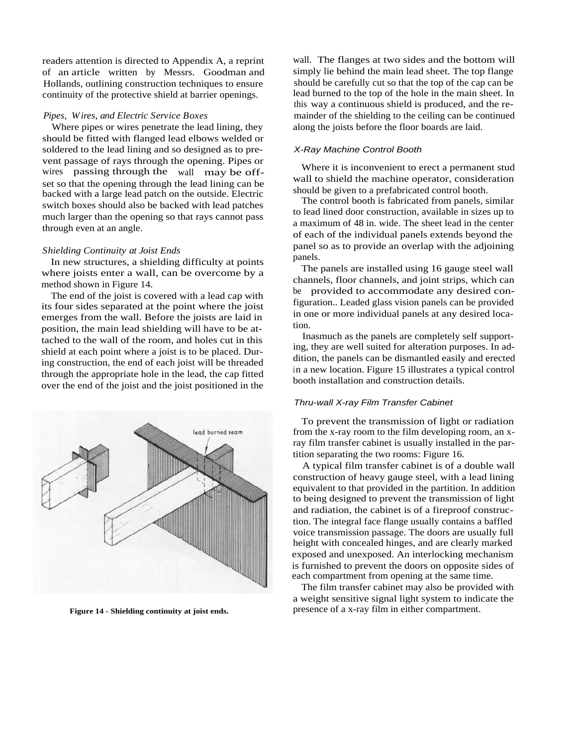readers attention is directed to Appendix A, a reprint of an article written by Messrs. Goodman and Hollands, outlining construction techniques to ensure continuity of the protective shield at barrier openings.

### *Pipes, Wires, and Electric Service Boxes*

Where pipes or wires penetrate the lead lining, they should be fitted with flanged lead elbows welded or soldered to the lead lining and so designed as to prevent passage of rays through the opening. Pipes or wires passing through the wall may be offset so that the opening through the lead lining can be backed with a large lead patch on the outside. Electric switch boxes should also be backed with lead patches much larger than the opening so that rays cannot pass through even at an angle.

### *Shielding Continuity at Joist Ends*

In new structures, a shielding difficulty at points where joists enter a wall, can be overcome by a method shown in Figure 14.

The end of the joist is covered with a lead cap with its four sides separated at the point where the joist emerges from the wall. Before the joists are laid in position, the main lead shielding will have to be attached to the wall of the room, and holes cut in this shield at each point where a joist is to be placed. During construction, the end of each joist will be threaded through the appropriate hole in the lead, the cap fitted over the end of the joist and the joist positioned in the wall. The flanges at two sides and the bottom will simply lie behind the main lead sheet. The top flange should be carefully cut so that the top of the cap can be lead burned to the top of the hole in the main sheet. In this way a continuous shield is produced, and the remainder of the shielding to the ceiling can be continued along the joists before the floor boards are laid.

lead burned seam

**Figure 14 - Shielding continuity at joist ends.**

### *X-Ray Machine Control Booth*

Where it is inconvenient to erect a permanent stud wall to shield the machine operator, consideration should be given to a prefabricated control booth.

The control booth is fabricated from panels, similar to lead lined door construction, available in sizes up to a maximum of 48 in. wide. The sheet lead in the center of each of the individual panels extends beyond the panel so as to provide an overlap with the adjoining panels.

The panels are installed using 16 gauge steel wall channels, floor channels, and joint strips, which can be provided to accommodate any desired configuration.. Leaded glass vision panels can be provided in one or more individual panels at any desired location.

Inasmuch as the panels are completely self supporting, they are well suited for alteration purposes. In addition, the panels can be dismantled easily and erected in a new location. Figure 15 illustrates a typical control booth installation and construction details.

### *Thru-wall X-ray Film Transfer Cabinet*

To prevent the transmission of light or radiation from the x-ray room to the film developing room, an x-ray film transfer cabinet is usually installed in the partition separating the two rooms: Figure 16.

A typical film transfer cabinet is of a double wall construction of heavy gauge steel, with a lead lining equivalent to that provided in the partition. In addition to being designed to prevent the transmission of light and radiation, the cabinet is of a fireproof construction. The integral face flange usually contains a baffled voice transmission passage. The doors are usually full height with concealed hinges, and are clearly marked exposed and unexposed. An interlocking mechanism is furnished to prevent the doors on opposite sides of each compartment from opening at the same time.

The film transfer cabinet may also be provided with a weight sensitive signal light system to indicate the presence of a x-ray film in either compartment.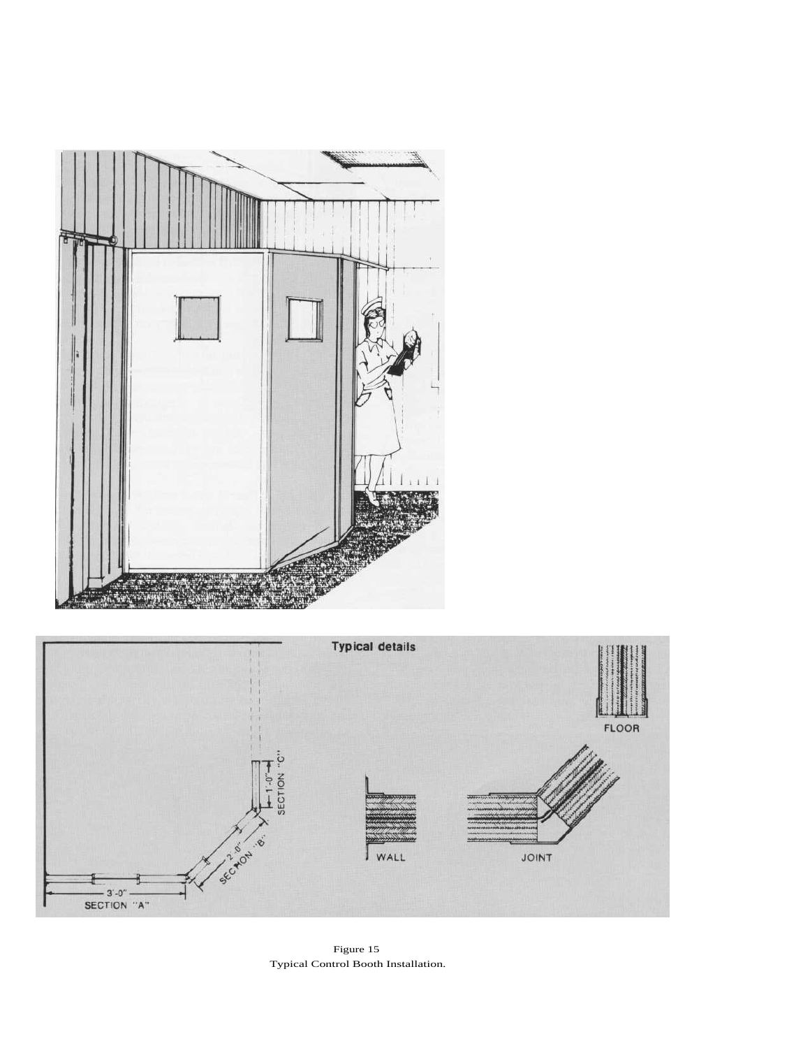Figure 15
Typical Control Booth Installation.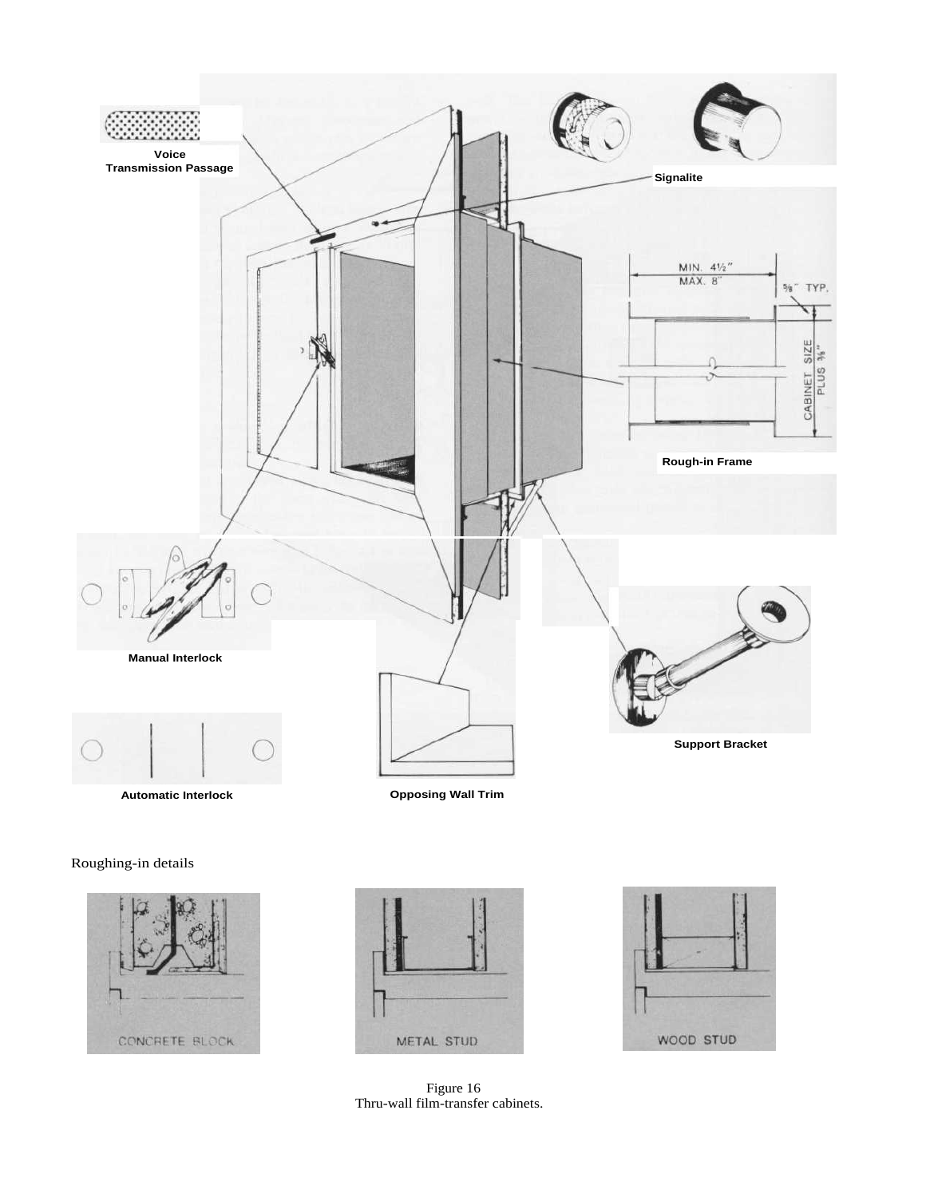Voice Transmission Passage

Signalite

MIN. 4½"
MAX. 8"

⅜" TYP.

CABINET SIZE PLUS ⅜"

Rough-in Frame

Manual Interlock

Support Bracket

Automatic Interlock

Opposing Wall Trim

Roughing-in details

CONCRETE BLOCK

METAL STUD

WOOD STUD

Figure 16
Thru-wall film-transfer cabinets.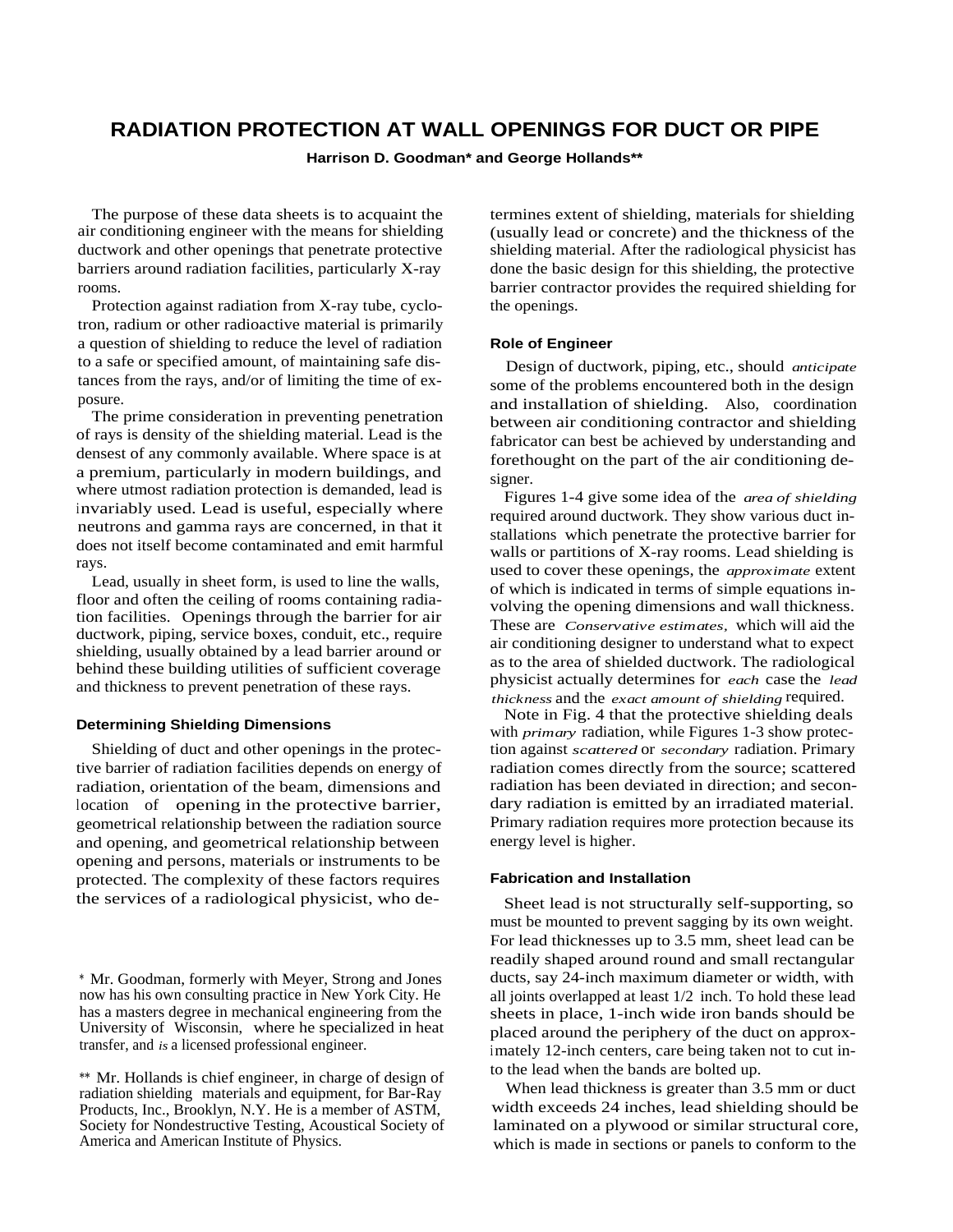# RADIATION PROTECTION AT WALL OPENINGS FOR DUCT OR PIPE

**Harrison D. Goodman* and George Hollands****

The purpose of these data sheets is to acquaint the air conditioning engineer with the means for shielding ductwork and other openings that penetrate protective barriers around radiation facilities, particularly X-ray rooms.

Protection against radiation from X-ray tube, cyclotron, radium or other radioactive material is primarily a question of shielding to reduce the level of radiation to a safe or specified amount, of maintaining safe distances from the rays, and/or of limiting the time of exposure.

The prime consideration in preventing penetration of rays is density of the shielding material. Lead is the densest of any commonly available. Where space is at a premium, particularly in modern buildings, and where utmost radiation protection is demanded, lead is invariably used. Lead is useful, especially where neutrons and gamma rays are concerned, in that it does not itself become contaminated and emit harmful rays.

Lead, usually in sheet form, is used to line the walls, floor and often the ceiling of rooms containing radiation facilities. Openings through the barrier for air ductwork, piping, service boxes, conduit, etc., require shielding, usually obtained by a lead barrier around or behind these building utilities of sufficient coverage and thickness to prevent penetration of these rays.

### Determining Shielding Dimensions

Shielding of duct and other openings in the protective barrier of radiation facilities depends on energy of radiation, orientation of the beam, dimensions and location of opening in the protective barrier, geometrical relationship between the radiation source and opening, and geometrical relationship between opening and persons, materials or instruments to be protected. The complexity of these factors requires the services of a radiological physicist, who determines extent of shielding, materials for shielding (usually lead or concrete) and the thickness of the shielding material. After the radiological physicist has done the basic design for this shielding, the protective barrier contractor provides the required shielding for the openings.

### Role of Engineer

Design of ductwork, piping, etc., should *anticipate* some of the problems encountered both in the design and installation of shielding. Also, coordination between air conditioning contractor and shielding fabricator can best be achieved by understanding and forethought on the part of the air conditioning designer.

Figures 1-4 give some idea of the *area of shielding* required around ductwork. They show various duct installations which penetrate the protective barrier for walls or partitions of X-ray rooms. Lead shielding is used to cover these openings, the *approximate* extent of which is indicated in terms of simple equations involving the opening dimensions and wall thickness. These are *Conservative estimates,* which will aid the air conditioning designer to understand what to expect as to the area of shielded ductwork. The radiological physicist actually determines for *each* case the *lead thickness* and the *exact amount of shielding* required.

Note in Fig. 4 that the protective shielding deals with *primary* radiation, while Figures 1-3 show protection against *scattered* or *secondary* radiation. Primary radiation comes directly from the source; scattered radiation has been deviated in direction; and secondary radiation is emitted by an irradiated material. Primary radiation requires more protection because its energy level is higher.

### Fabrication and Installation

Sheet lead is not structurally self-supporting, so must be mounted to prevent sagging by its own weight. For lead thicknesses up to 3.5 mm, sheet lead can be readily shaped around round and small rectangular ducts, say 24-inch maximum diameter or width, with all joints overlapped at least 1/2 inch. To hold these lead sheets in place, 1-inch wide iron bands should be placed around the periphery of the duct on approximately 12-inch centers, care being taken not to cut into the lead when the bands are bolted up.

When lead thickness is greater than 3.5 mm or duct width exceeds 24 inches, lead shielding should be laminated on a plywood or similar structural core, which is made in sections or panels to conform to the

---

\* Mr. Goodman, formerly with Meyer, Strong and Jones now has his own consulting practice in New York City. He has a masters degree in mechanical engineering from the University of Wisconsin, where he specialized in heat transfer, and *is* a licensed professional engineer.

\*\* Mr. Hollands is chief engineer, in charge of design of radiation shielding materials and equipment, for Bar-Ray Products, Inc., Brooklyn, N.Y. He is a member of ASTM, Society for Nondestructive Testing, Acoustical Society of America and American Institute of Physics.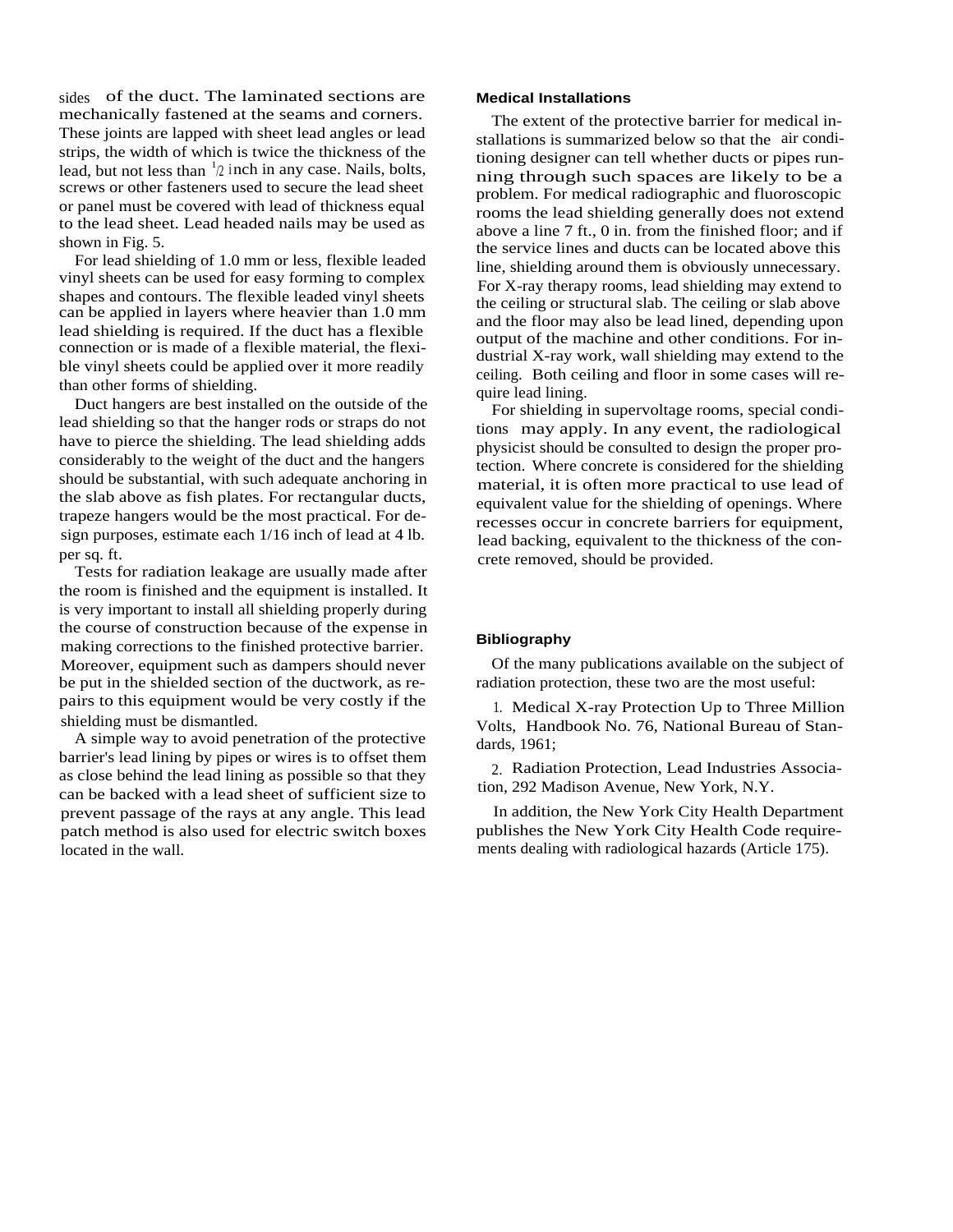sides of the duct. The laminated sections are mechanically fastened at the seams and corners. These joints are lapped with sheet lead angles or lead strips, the width of which is twice the thickness of the lead, but not less than 1/2 inch in any case. Nails, bolts, screws or other fasteners used to secure the lead sheet or panel must be covered with lead of thickness equal to the lead sheet. Lead headed nails may be used as shown in Fig. 5.

For lead shielding of 1.0 mm or less, flexible leaded vinyl sheets can be used for easy forming to complex shapes and contours. The flexible leaded vinyl sheets can be applied in layers where heavier than 1.0 mm lead shielding is required. If the duct has a flexible connection or is made of a flexible material, the flexible vinyl sheets could be applied over it more readily than other forms of shielding.

Duct hangers are best installed on the outside of the lead shielding so that the hanger rods or straps do not have to pierce the shielding. The lead shielding adds considerably to the weight of the duct and the hangers should be substantial, with such adequate anchoring in the slab above as fish plates. For rectangular ducts, trapeze hangers would be the most practical. For design purposes, estimate each 1/16 inch of lead at 4 lb. per sq. ft.

Tests for radiation leakage are usually made after the room is finished and the equipment is installed. It is very important to install all shielding properly during the course of construction because of the expense in making corrections to the finished protective barrier. Moreover, equipment such as dampers should never be put in the shielded section of the ductwork, as repairs to this equipment would be very costly if the shielding must be dismantled.

A simple way to avoid penetration of the protective barrier's lead lining by pipes or wires is to offset them as close behind the lead lining as possible so that they can be backed with a lead sheet of sufficient size to prevent passage of the rays at any angle. This lead patch method is also used for electric switch boxes located in the wall.

## Medical Installations

The extent of the protective barrier for medical installations is summarized below so that the air conditioning designer can tell whether ducts or pipes running through such spaces are likely to be a problem. For medical radiographic and fluoroscopic rooms the lead shielding generally does not extend above a line 7 ft., 0 in. from the finished floor; and if the service lines and ducts can be located above this line, shielding around them is obviously unnecessary. For X-ray therapy rooms, lead shielding may extend to the ceiling or structural slab. The ceiling or slab above and the floor may also be lead lined, depending upon output of the machine and other conditions. For industrial X-ray work, wall shielding may extend to the ceiling. Both ceiling and floor in some cases will require lead lining.

For shielding in supervoltage rooms, special conditions may apply. In any event, the radiological physicist should be consulted to design the proper protection. Where concrete is considered for the shielding material, it is often more practical to use lead of equivalent value for the shielding of openings. Where recesses occur in concrete barriers for equipment, lead backing, equivalent to the thickness of the concrete removed, should be provided.

## Bibliography

Of the many publications available on the subject of radiation protection, these two are the most useful:

1. Medical X-ray Protection Up to Three Million Volts, Handbook No. 76, National Bureau of Standards, 1961;

2. Radiation Protection, Lead Industries Association, 292 Madison Avenue, New York, N.Y.

In addition, the New York City Health Department publishes the New York City Health Code requirements dealing with radiological hazards (Article 175).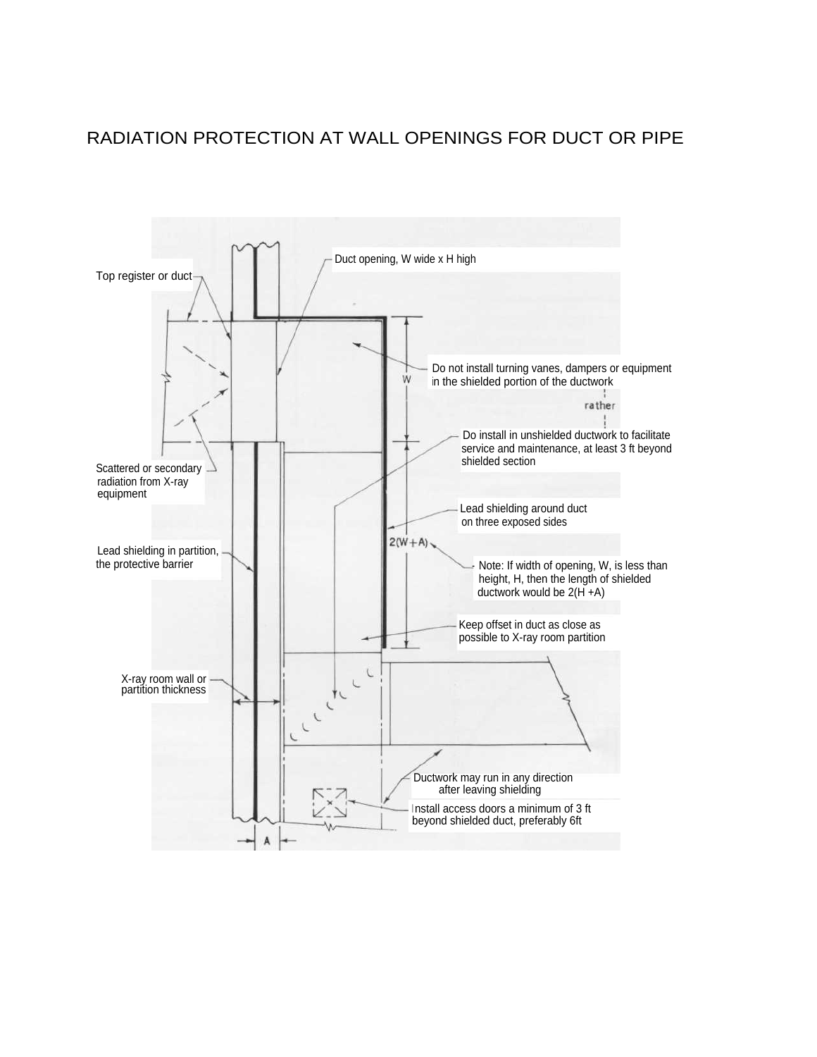# RADIATION PROTECTION AT WALL OPENINGS FOR DUCT OR PIPE

Top register or duct

Duct opening, W wide x H high

Do not install turning vanes, dampers or equipment in the shielded portion of the ductwork

rather

Do install in unshielded ductwork to facilitate service and maintenance, at least 3 ft beyond shielded section

Scattered or secondary radiation from X-ray equipment

Lead shielding around duct on three exposed sides

Lead shielding in partition, the protective barrier

W

2(W+A)

Note: If width of opening, W, is less than height, H, then the length of shielded ductwork would be 2(H +A)

Keep offset in duct as close as possible to X-ray room partition

X-ray room wall or partition thickness

Ductwork may run in any direction after leaving shielding

Install access doors a minimum of 3 ft beyond shielded duct, preferably 6ft

A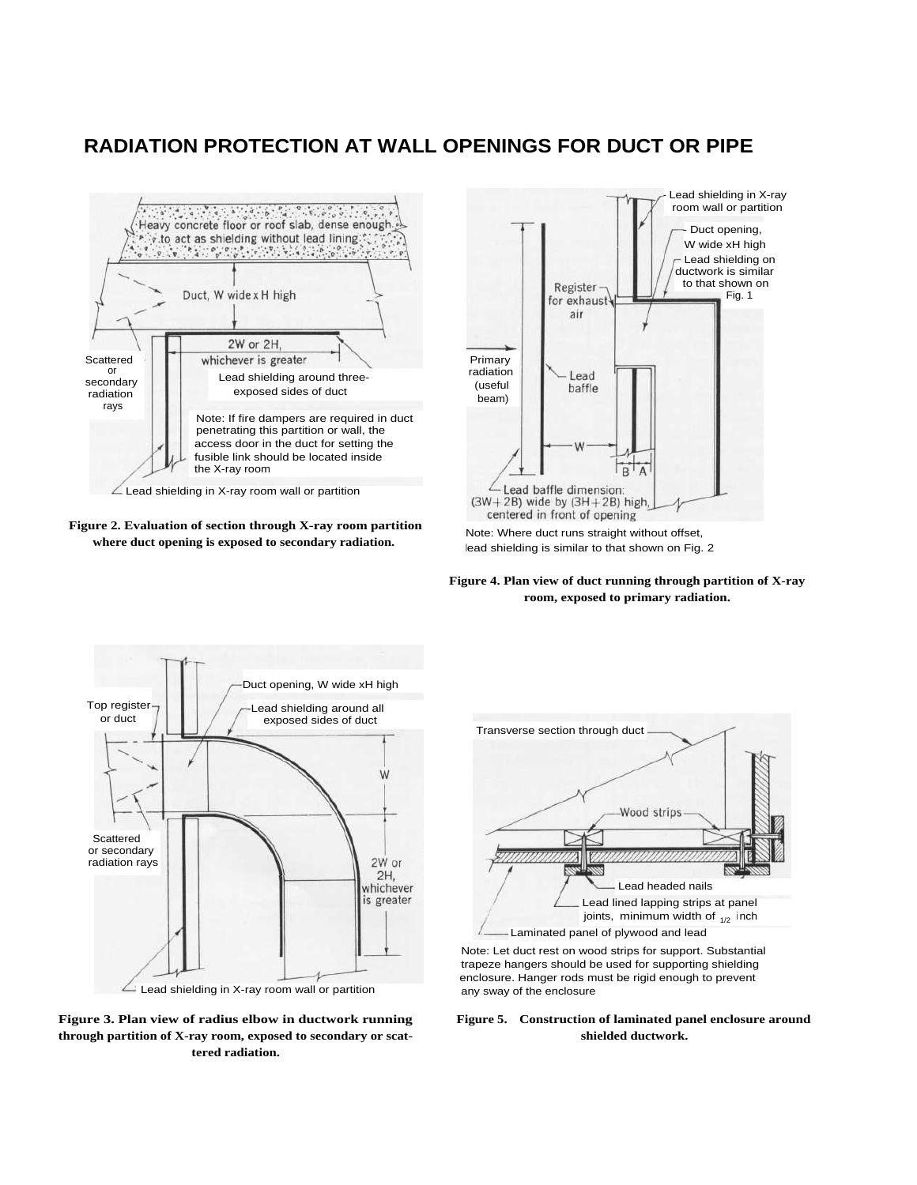# RADIATION PROTECTION AT WALL OPENINGS FOR DUCT OR PIPE

Heavy concrete floor or roof slab, dense enough to act as shielding without lead lining

Duct, W wide x H high

2W or 2H, whichever is greater

Scattered or secondary radiation rays

Lead shielding around three-exposed sides of duct

Note: If fire dampers are required in duct penetrating this partition or wall, the access door in the duct for setting the fusible link should be located inside the X-ray room

Lead shielding in X-ray room wall or partition

**Figure 2. Evaluation of section through X-ray room partition where duct opening is exposed to secondary radiation.**

Lead shielding in X-ray room wall or partition

Duct opening, W wide xH high

Lead shielding on ductwork is similar to that shown on Fig. 1

Register for exhaust air

Primary radiation (useful beam)

Lead baffle

W

B A

Lead baffle dimension: (3W+2B) wide by (3H+2B) high, centered in front of opening

Note: Where duct runs straight without offset, lead shielding is similar to that shown on Fig. 2

**Figure 4. Plan view of duct running through partition of X-ray room, exposed to primary radiation.**

Duct opening, W wide xH high

Top register or duct

Lead shielding around all exposed sides of duct

W

Scattered or secondary radiation rays

2W or 2H, whichever is greater

Lead shielding in X-ray room wall or partition

**Figure 3. Plan view of radius elbow in ductwork running through partition of X-ray room, exposed to secondary or scattered radiation.**

Transverse section through duct

Wood strips

Lead headed nails

Lead lined lapping strips at panel joints, minimum width of 1/2 inch

Laminated panel of plywood and lead

Note: Let duct rest on wood strips for support. Substantial trapeze hangers should be used for supporting shielding enclosure. Hanger rods must be rigid enough to prevent any sway of the enclosure

**Figure 5. Construction of laminated panel enclosure around shielded ductwork.**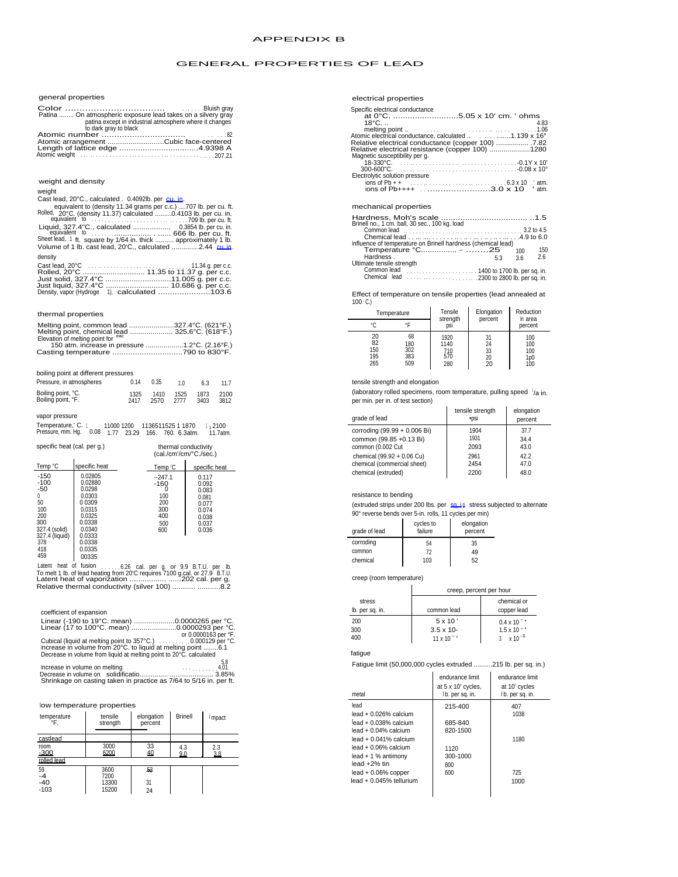# APPENDIX B

## GENERAL PROPERTIES OF LEAD

### general properties

Color .................................. ......Bluish gray
Patina ........ On atmospheric exposure lead takes on a silvery gray patina except in industrial atmosphere where it changes to dark gray to black
Atomic number .................................. .. ...82
Atomic arrangement ..........................Cubic face-centered
Length of lattice edge ..................................4.9398 A
Atomic weight .......................................207.21

### weight and density

weight

Cast lead, 20°C., calculated . 0.4092lb. per cu. in.
equivalent to (density 11.34 grams per c.c.) ....707 lb. per cu. ft.
Rolled, 20°C. (density 11.37) calculated .........0.4103 lb. per cu. in.
equivalent to ..............................709 lb. per cu. ft.
Liquid, 327.4°C., calculated ................. ...0.3854 lb. per cu. in.
equivalent to ....................... ...... 666 lb. per cu. ft.
Sheet lead, 1 ft. square by 1/64 in. thick .......... approximately 1 lb.
Volume of 1 lb. cast lead, 20'C., calculated .............2.44 cu. in.

density

Cast lead, 20°C ....................................11.34 g. per c.c.
Rolled, 20°C ............................ 11.35 to 11.37 g. per c.c.
Just solid, 327.4°C ..............................11.005 g. per c.c.
Just liquid, 327.4°C ............................ 10.686 g. per c.c.
Density, vapor (Hydroge 1), calculated ......................103.6

### thermal properties

Melting point, common lead ......................327.4°C. (621°F.)
Melting point, chemical lead ..................... 325.6°C. (618°F.)
Elevation of melting point for each
150 atm. increase in pressure ...................1.2°C. (2.16°F.)
Casting temperature ...............................790 to 830°F.

boiling point at different pressures

| Pressure, in atmospheres | 0.14 | 0.35 | 1.0 | 6.3 | 11.7 |
|---|---|---|---|---|---|
| Boiling point, °C. | 1325 | 1410 | 1525 | 1873 | 2100 |
| Boiling point, °F. | 2417 | 2570 | 2777 | 3403 | 3812 |

vapor pressure

| Temperature, °C. | 1000 | 1100 | 1200 | 1365 | 1525 | 1870 | 2100 |
|---|---|---|---|---|---|---|---|
| Pressure, mm. Hg. | 0.08 | 1.77 | 23.29 | 166. | 760. | 6.3atm. | 11.7atm. |

specific heat (cal. per g.)

| Temp °C | specific heat |
|---|---|
| -150 | 0.02805 |
| -100 | 0.02880 |
| -50 | 0.0298 |
| 0 | 0.0303 |
| 50 | 0.0309 |
| 100 | 0.0315 |
| 200 | 0.0325 |
| 300 | 0.0338 |
| 327.4 (solid) | 0.0340 |
| 327.4 (liquid) | 0.0333 |
| 378 | 0.0338 |
| 418 | 0.0335 |
| 459 | 0.0335 |

thermal conductivity (cal./cm²/cm/°C./sec.)

| Temp °C | specific heat |
|---|---|
| -247.1 | 0.117 |
| -160 | 0.092 |
| 0 | 0.083 |
| 100 | 0.081 |
| 200 | 0.077 |
| 300 | 0.074 |
| 400 | 0.038 |
| 500 | 0.037 |
| 600 | 0.036 |

Latent heat of fusion ......6.26 cal. per g. or 9.9 B.T.U. per lb.
To melt 1 lb. of lead heating from 20'C requires 7100 g.cal. or 27.9 B.T.U.
Latent heat of vaporization ................. ......202 cal. per g.
Relative thermal conductivity (silver 100) ........... ..........8.2

### coefficient of expansion

Linear (-190 to 19°C. mean) ....................0.0000265 per °C.
Linear (17 to 100°C. mean) ......................0.0000293 per °C.
or 0.0000163 per °F.
Cubical (liquid at melting point to 357°C.) ......... 0.000129 per °C.
Increase in volume from 20°C. to liquid at melting point ........6.1
Decrease in volume from liquid at melting point to 20°C. calculated ... 5.8
Increase in volume on melting ..................4.01
Decrease in volume on solidification.............. ...................... 3.85%
Shrinkage on casting taken in practice as 7/64 to 5/16 in. per ft.

### low temperature properties

| temperature °F. | tensile strength | elongation percent | Brinell | impact |
|---|---|---|---|---|
| castlead | | | | |
| room | 3000 | 33 | 4.3 | 2.3 |
| -300 | 6200 | 40 | 9.0 | 3.8 |
| rolled lead | | | | |
| 59 | 3600 | 53 | | |
| -4 | 7200 | | | |
| -40 | 13300 | 31 | | |
| -103 | 15200 | 24 | | |

### electrical properties

Specific electrical conductance
at 0°C. ............................5.05 x 10' cm. ' ohms
18°C. .. ............................................4.83
melting point .. ..........................................1.06
Atomic electrical conductance, calculated .. ..........1.139 x 16°
Relative electrical conductance (copper 100) ................ .7.82
Relative electrical resistance (copper 100) ....................1280
Magnetic susceptibility per g.
18-330°C. ......................................-0.1Y x 10'
300-600°C. ......................................-0.08 x 10°
Electrolytic solution pressure
ions of Pb + + ..............................6.3 x 10 ' atm.
ions of Pb++++ ........................3.0 x 10 ' atm.

### mechanical properties

Hardness, Moh's scale .................................... ..1.5
Brinell no., 1 cm. ball, 30 sec., 100 kg. load
Common lead ......................................3.2 to 4.5
Chemical lead .......................................4.9 to 6.0
Influence of temperature on Brinell hardness (chemical lead)

| Temperature °C | 25 | 100 | 150 |
|---|---|---|---|
| Hardness | 5.3 | 3.6 | 2.6 |

Ultimate tensile strength
Common lead ......................1400 to 1700 lb. per sq. in.
Chemical lead ......................2300 to 2800 lb. per sq. in.

Effect of temperature on tensile properties (lead annealed at 100°C.)

| Temperature °C | Temperature °F | Tensile strength psi | Elongation percent | Reduction in area percent |
|---|---|---|---|---|
| 20 | 68 | 1920 | 31 | 100 |
| 82 | 180 | 1140 | 24 | 100 |
| 150 | 302 | 710 | 33 | 100 |
| 195 | 383 | 570 | 20 | 100 |
| 265 | 509 | 280 | 20 | 100 |

tensile strength and elongation

(laboratory rolled specimens, room temperature, pulling speed 1/4 in. per min. per in. of test section)

| grade of lead | tensile strength psi | elongation percent |
|---|---|---|
| corroding (99.99 + 0.006 Bi) | 1904 | 37.7 |
| common (99.85 +0.13 Bi) | 1931 | 34.4 |
| common (0.002 Cu | 2093 | 43.0 |
| chemical (99.92 + 0.06 Cu) | 2961 | 42.2 |
| chemical (commercial sheet) | 2454 | 47.0 |
| chemical (extruded) | 2200 | 48.0 |

resistance to bending

(extruded strips under 200 lbs. per sq. in. stress subjected to alternate 90° reverse bends over 5-in. rolls, 11 cycles per min)

| grade of lead | cycles to failure | elongation percent |
|---|---|---|
| corroding | 54 | 35 |
| common | 72 | 49 |
| chemical | 103 | 52 |

creep (room temperature)

| stress lb. per sq. in. | creep, percent per hour: common lead | chemical or copper lead |
|---|---|---|
| 200 | 5 x 10 ' | 0.4 x 10 ⁻ ' |
| 300 | 3.5 x 10- | 1.5 x 10 ⁻ ' |
| 400 | 11 x 10 ⁻ ' | 3 x 10 ⁻¹ |

fatigue

Fatigue limit (50,000,000 cycles extruded ..........215 lb. per sq. in.)

| metal | endurance limit at 5 x 10' cycles, lb. per sq. in. | endurance limit at 10' cycles lb. per sq. in. |
|---|---|---|
| lead | 215-400 | 407 |
| lead + 0.026% calcium | | 1038 |
| lead + 0.038% calcium | 685-840 | |
| lead + 0.04% calcium | 820-1500 | |
| lead + 0.041% calcium | | 1180 |
| lead + 0.06% calcium | 1120 | |
| lead + 1 % antimony | 300-1000 | |
| lead +2% tin | 800 | |
| lead + 0.06% copper | 600 | 725 |
| lead + 0.045% tellurium | | 1000 |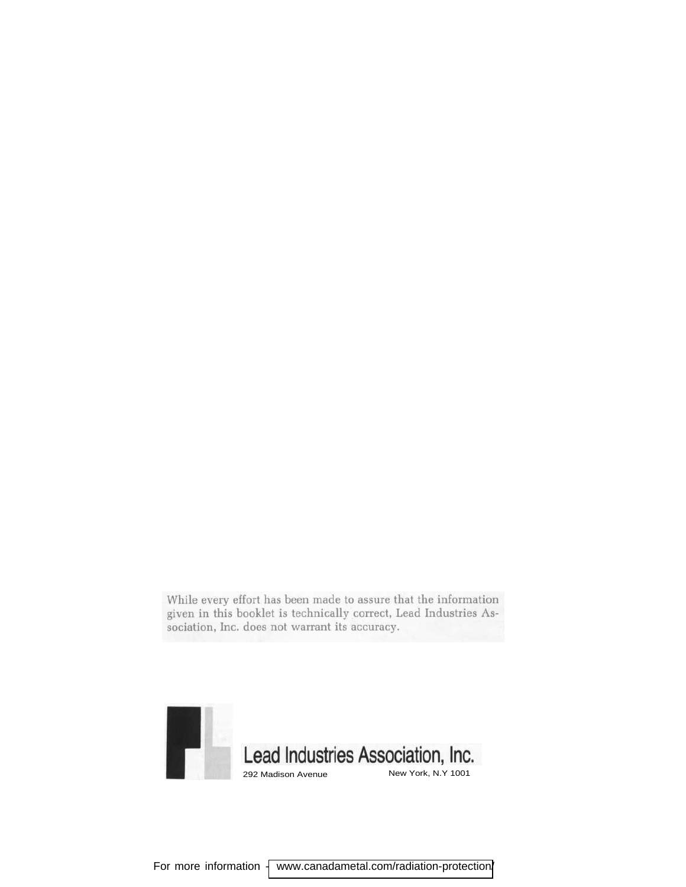While every effort has been made to assure that the information given in this booklet is technically correct, Lead Industries Association, Inc. does not warrant its accuracy.

Lead Industries Association, Inc.

292 Madison Avenue New York, N.Y 1001

For more information - www.canadametal.com/radiation-protection/